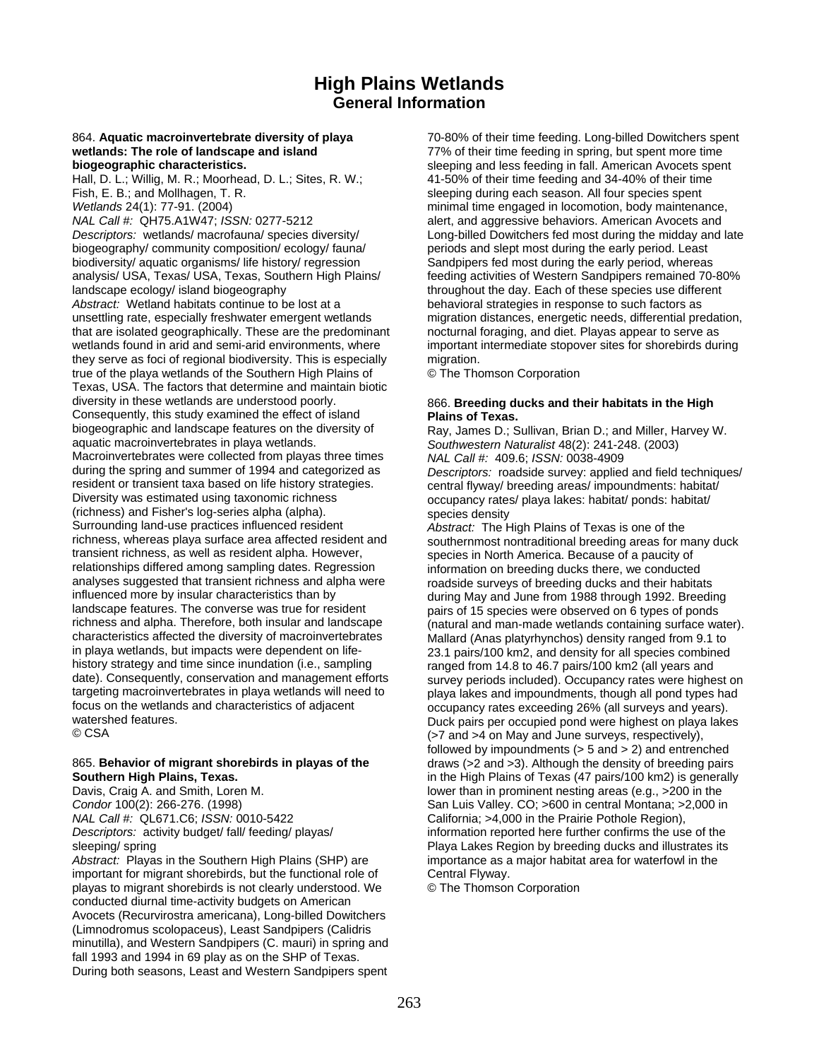# High Plains Wetlands
## General Information

864. **Aquatic macroinvertebrate diversity of playa wetlands: The role of landscape and island biogeographic characteristics.**
Hall, D. L.; Willig, M. R.; Moorhead, D. L.; Sites, R. W.; Fish, E. B.; and Mollhagen, T. R.
*Wetlands* 24(1): 77-91. (2004)
*NAL Call #:* QH75.A1W47; *ISSN:* 0277-5212
*Descriptors:* wetlands/ macrofauna/ species diversity/ biogeography/ community composition/ ecology/ fauna/ biodiversity/ aquatic organisms/ life history/ regression analysis/ USA, Texas/ USA, Texas, Southern High Plains/ landscape ecology/ island biogeography
*Abstract:* Wetland habitats continue to be lost at a unsettling rate, especially freshwater emergent wetlands that are isolated geographically. These are the predominant wetlands found in arid and semi-arid environments, where they serve as foci of regional biodiversity. This is especially true of the playa wetlands of the Southern High Plains of Texas, USA. The factors that determine and maintain biotic diversity in these wetlands are understood poorly. Consequently, this study examined the effect of island biogeographic and landscape features on the diversity of aquatic macroinvertebrates in playa wetlands. Macroinvertebrates were collected from playas three times during the spring and summer of 1994 and categorized as resident or transient taxa based on life history strategies. Diversity was estimated using taxonomic richness (richness) and Fisher's log-series alpha (alpha). Surrounding land-use practices influenced resident richness, whereas playa surface area affected resident and transient richness, as well as resident alpha. However, relationships differed among sampling dates. Regression analyses suggested that transient richness and alpha were influenced more by insular characteristics than by landscape features. The converse was true for resident richness and alpha. Therefore, both insular and landscape characteristics affected the diversity of macroinvertebrates in playa wetlands, but impacts were dependent on life-history strategy and time since inundation (i.e., sampling date). Consequently, conservation and management efforts targeting macroinvertebrates in playa wetlands will need to focus on the wetlands and characteristics of adjacent watershed features.
© CSA

865. **Behavior of migrant shorebirds in playas of the Southern High Plains, Texas.**
Davis, Craig A. and Smith, Loren M.
*Condor* 100(2): 266-276. (1998)
*NAL Call #:* QL671.C6; *ISSN:* 0010-5422
*Descriptors:* activity budget/ fall/ feeding/ playas/ sleeping/ spring
*Abstract:* Playas in the Southern High Plains (SHP) are important for migrant shorebirds, but the functional role of playas to migrant shorebirds is not clearly understood. We conducted diurnal time-activity budgets on American Avocets (Recurvirostra americana), Long-billed Dowitchers (Limnodromus scolopaceus), Least Sandpipers (Calidris minutilla), and Western Sandpipers (C. mauri) in spring and fall 1993 and 1994 in 69 play as on the SHP of Texas. During both seasons, Least and Western Sandpipers spent 70-80% of their time feeding. Long-billed Dowitchers spent 77% of their time feeding in spring, but spent more time sleeping and less feeding in fall. American Avocets spent 41-50% of their time feeding and 34-40% of their time sleeping during each season. All four species spent minimal time engaged in locomotion, body maintenance, alert, and aggressive behaviors. American Avocets and Long-billed Dowitchers fed most during the midday and late periods and slept most during the early period. Least Sandpipers fed most during the early period, whereas feeding activities of Western Sandpipers remained 70-80% throughout the day. Each of these species use different behavioral strategies in response to such factors as migration distances, energetic needs, differential predation, nocturnal foraging, and diet. Playas appear to serve as important intermediate stopover sites for shorebirds during migration.
© The Thomson Corporation

866. **Breeding ducks and their habitats in the High Plains of Texas.**
Ray, James D.; Sullivan, Brian D.; and Miller, Harvey W.
*Southwestern Naturalist* 48(2): 241-248. (2003)
*NAL Call #:* 409.6; *ISSN:* 0038-4909
*Descriptors:* roadside survey: applied and field techniques/ central flyway/ breeding areas/ impoundments: habitat/ occupancy rates/ playa lakes: habitat/ ponds: habitat/ species density
*Abstract:* The High Plains of Texas is one of the southernmost nontraditional breeding areas for many duck species in North America. Because of a paucity of information on breeding ducks there, we conducted roadside surveys of breeding ducks and their habitats during May and June from 1988 through 1992. Breeding pairs of 15 species were observed on 6 types of ponds (natural and man-made wetlands containing surface water). Mallard (Anas platyrhynchos) density ranged from 9.1 to 23.1 pairs/100 km2, and density for all species combined ranged from 14.8 to 46.7 pairs/100 km2 (all years and survey periods included). Occupancy rates were highest on playa lakes and impoundments, though all pond types had occupancy rates exceeding 26% (all surveys and years). Duck pairs per occupied pond were highest on playa lakes (>7 and >4 on May and June surveys, respectively), followed by impoundments (> 5 and > 2) and entrenched draws (>2 and >3). Although the density of breeding pairs in the High Plains of Texas (47 pairs/100 km2) is generally lower than in prominent nesting areas (e.g., >200 in the San Luis Valley. CO; >600 in central Montana; >2,000 in California; >4,000 in the Prairie Pothole Region), information reported here further confirms the use of the Playa Lakes Region by breeding ducks and illustrates its importance as a major habitat area for waterfowl in the Central Flyway.
© The Thomson Corporation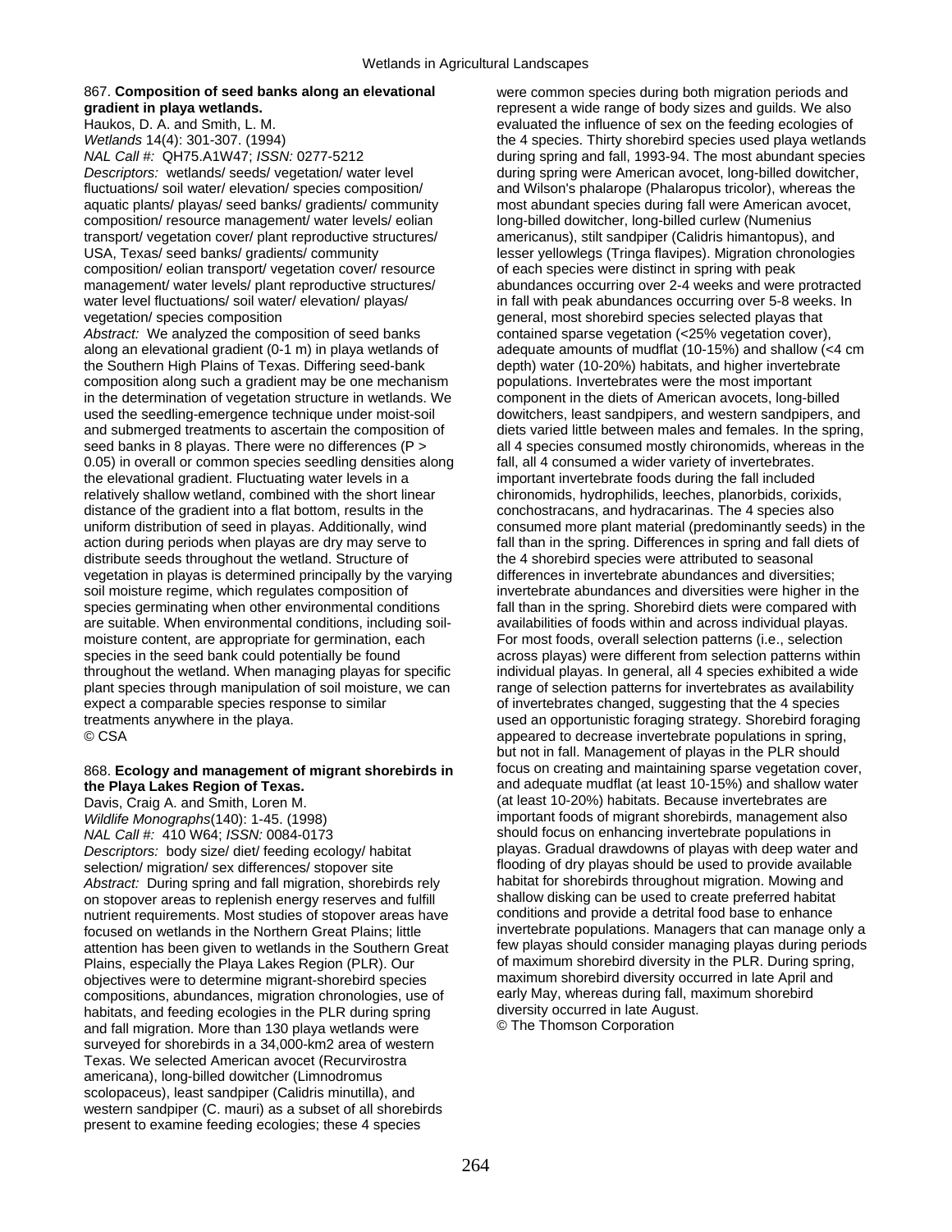867. **Composition of seed banks along an elevational gradient in playa wetlands.**
Haukos, D. A. and Smith, L. M.
*Wetlands* 14(4): 301-307. (1994)
*NAL Call #:* QH75.A1W47; *ISSN:* 0277-5212
*Descriptors:* wetlands/ seeds/ vegetation/ water level fluctuations/ soil water/ elevation/ species composition/ aquatic plants/ playas/ seed banks/ gradients/ community composition/ resource management/ water levels/ eolian transport/ vegetation cover/ plant reproductive structures/ USA, Texas/ seed banks/ gradients/ community composition/ eolian transport/ vegetation cover/ resource management/ water levels/ plant reproductive structures/ water level fluctuations/ soil water/ elevation/ playas/ vegetation/ species composition
*Abstract:* We analyzed the composition of seed banks along an elevational gradient (0-1 m) in playa wetlands of the Southern High Plains of Texas. Differing seed-bank composition along such a gradient may be one mechanism in the determination of vegetation structure in wetlands. We used the seedling-emergence technique under moist-soil and submerged treatments to ascertain the composition of seed banks in 8 playas. There were no differences (P > 0.05) in overall or common species seedling densities along the elevational gradient. Fluctuating water levels in a relatively shallow wetland, combined with the short linear distance of the gradient into a flat bottom, results in the uniform distribution of seed in playas. Additionally, wind action during periods when playas are dry may serve to distribute seeds throughout the wetland. Structure of vegetation in playas is determined principally by the varying soil moisture regime, which regulates composition of species germinating when other environmental conditions are suitable. When environmental conditions, including soil-moisture content, are appropriate for germination, each species in the seed bank could potentially be found throughout the wetland. When managing playas for specific plant species through manipulation of soil moisture, we can expect a comparable species response to similar treatments anywhere in the playa.
© CSA

868. **Ecology and management of migrant shorebirds in the Playa Lakes Region of Texas.**
Davis, Craig A. and Smith, Loren M.
*Wildlife Monographs*(140): 1-45. (1998)
*NAL Call #:* 410 W64; *ISSN:* 0084-0173
*Descriptors:* body size/ diet/ feeding ecology/ habitat selection/ migration/ sex differences/ stopover site
*Abstract:* During spring and fall migration, shorebirds rely on stopover areas to replenish energy reserves and fulfill nutrient requirements. Most studies of stopover areas have focused on wetlands in the Northern Great Plains; little attention has been given to wetlands in the Southern Great Plains, especially the Playa Lakes Region (PLR). Our objectives were to determine migrant-shorebird species compositions, abundances, migration chronologies, use of habitats, and feeding ecologies in the PLR during spring and fall migration. More than 130 playa wetlands were surveyed for shorebirds in a 34,000-km2 area of western Texas. We selected American avocet (Recurvirostra americana), long-billed dowitcher (Limnodromus scolopaceus), least sandpiper (Calidris minutilla), and western sandpiper (C. mauri) as a subset of all shorebirds present to examine feeding ecologies; these 4 species were common species during both migration periods and represent a wide range of body sizes and guilds. We also evaluated the influence of sex on the feeding ecologies of the 4 species. Thirty shorebird species used playa wetlands during spring and fall, 1993-94. The most abundant species during spring were American avocet, long-billed dowitcher, and Wilson's phalarope (Phalaropus tricolor), whereas the most abundant species during fall were American avocet, long-billed dowitcher, long-billed curlew (Numenius americanus), stilt sandpiper (Calidris himantopus), and lesser yellowlegs (Tringa flavipes). Migration chronologies of each species were distinct in spring with peak abundances occurring over 2-4 weeks and were protracted in fall with peak abundances occurring over 5-8 weeks. In general, most shorebird species selected playas that contained sparse vegetation (<25% vegetation cover), adequate amounts of mudflat (10-15%) and shallow (<4 cm depth) water (10-20%) habitats, and higher invertebrate populations. Invertebrates were the most important component in the diets of American avocets, long-billed dowitchers, least sandpipers, and western sandpipers, and diets varied little between males and females. In the spring, all 4 species consumed mostly chironomids, whereas in the fall, all 4 consumed a wider variety of invertebrates. important invertebrate foods during the fall included chironomids, hydrophilids, leeches, planorbids, corixids, conchostracans, and hydracarinas. The 4 species also consumed more plant material (predominantly seeds) in the fall than in the spring. Differences in spring and fall diets of the 4 shorebird species were attributed to seasonal differences in invertebrate abundances and diversities; invertebrate abundances and diversities were higher in the fall than in the spring. Shorebird diets were compared with availabilities of foods within and across individual playas. For most foods, overall selection patterns (i.e., selection across playas) were different from selection patterns within individual playas. In general, all 4 species exhibited a wide range of selection patterns for invertebrates as availability of invertebrates changed, suggesting that the 4 species used an opportunistic foraging strategy. Shorebird foraging appeared to decrease invertebrate populations in spring, but not in fall. Management of playas in the PLR should focus on creating and maintaining sparse vegetation cover, and adequate mudflat (at least 10-15%) and shallow water (at least 10-20%) habitats. Because invertebrates are important foods of migrant shorebirds, management also should focus on enhancing invertebrate populations in playas. Gradual drawdowns of playas with deep water and flooding of dry playas should be used to provide available habitat for shorebirds throughout migration. Mowing and shallow disking can be used to create preferred habitat conditions and provide a detrital food base to enhance invertebrate populations. Managers that can manage only a few playas should consider managing playas during periods of maximum shorebird diversity in the PLR. During spring, maximum shorebird diversity occurred in late April and early May, whereas during fall, maximum shorebird diversity occurred in late August.
© The Thomson Corporation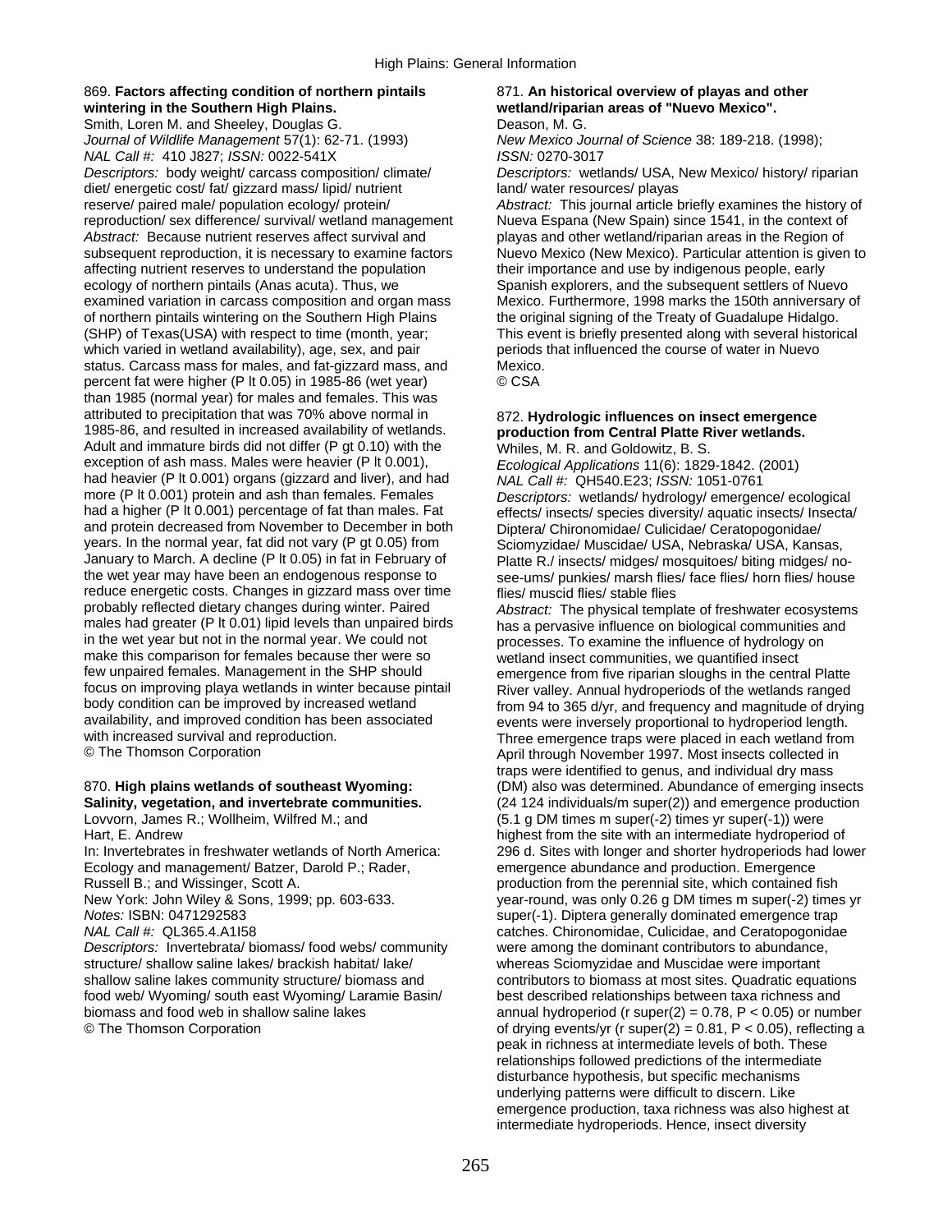869. **Factors affecting condition of northern pintails wintering in the Southern High Plains.**
Smith, Loren M. and Sheeley, Douglas G.
*Journal of Wildlife Management* 57(1): 62-71. (1993)
*NAL Call #:* 410 J827; *ISSN:* 0022-541X
*Descriptors:* body weight/ carcass composition/ climate/ diet/ energetic cost/ fat/ gizzard mass/ lipid/ nutrient reserve/ paired male/ population ecology/ protein/ reproduction/ sex difference/ survival/ wetland management
*Abstract:* Because nutrient reserves affect survival and subsequent reproduction, it is necessary to examine factors affecting nutrient reserves to understand the population ecology of northern pintails (Anas acuta). Thus, we examined variation in carcass composition and organ mass of northern pintails wintering on the Southern High Plains (SHP) of Texas(USA) with respect to time (month, year; which varied in wetland availability), age, sex, and pair status. Carcass mass for males, and fat-gizzard mass, and percent fat were higher (P lt 0.05) in 1985-86 (wet year) than 1985 (normal year) for males and females. This was attributed to precipitation that was 70% above normal in 1985-86, and resulted in increased availability of wetlands. Adult and immature birds did not differ (P gt 0.10) with the exception of ash mass. Males were heavier (P lt 0.001), had heavier (P lt 0.001) organs (gizzard and liver), and had more (P lt 0.001) protein and ash than females. Females had a higher (P lt 0.001) percentage of fat than males. Fat and protein decreased from November to December in both years. In the normal year, fat did not vary (P gt 0.05) from January to March. A decline (P lt 0.05) in fat in February of the wet year may have been an endogenous response to reduce energetic costs. Changes in gizzard mass over time probably reflected dietary changes during winter. Paired males had greater (P lt 0.01) lipid levels than unpaired birds in the wet year but not in the normal year. We could not make this comparison for females because ther were so few unpaired females. Management in the SHP should focus on improving playa wetlands in winter because pintail body condition can be improved by increased wetland availability, and improved condition has been associated with increased survival and reproduction.
© The Thomson Corporation

870. **High plains wetlands of southeast Wyoming: Salinity, vegetation, and invertebrate communities.**
Lovvorn, James R.; Wollheim, Wilfred M.; and Hart, E. Andrew
In: Invertebrates in freshwater wetlands of North America: Ecology and management/ Batzer, Darold P.; Rader, Russell B.; and Wissinger, Scott A.
New York: John Wiley & Sons, 1999; pp. 603-633.
*Notes:* ISBN: 0471292583
*NAL Call #:* QL365.4.A1I58
*Descriptors:* Invertebrata/ biomass/ food webs/ community structure/ shallow saline lakes/ brackish habitat/ lake/ shallow saline lakes community structure/ biomass and food web/ Wyoming/ south east Wyoming/ Laramie Basin/ biomass and food web in shallow saline lakes
© The Thomson Corporation

871. **An historical overview of playas and other wetland/riparian areas of "Nuevo Mexico".**
Deason, M. G.
*New Mexico Journal of Science* 38: 189-218. (1998); *ISSN:* 0270-3017
*Descriptors:* wetlands/ USA, New Mexico/ history/ riparian land/ water resources/ playas
*Abstract:* This journal article briefly examines the history of Nueva Espana (New Spain) since 1541, in the context of playas and other wetland/riparian areas in the Region of Nuevo Mexico (New Mexico). Particular attention is given to their importance and use by indigenous people, early Spanish explorers, and the subsequent settlers of Nuevo Mexico. Furthermore, 1998 marks the 150th anniversary of the original signing of the Treaty of Guadalupe Hidalgo. This event is briefly presented along with several historical periods that influenced the course of water in Nuevo Mexico.
© CSA

872. **Hydrologic influences on insect emergence production from Central Platte River wetlands.**
Whiles, M. R. and Goldowitz, B. S.
*Ecological Applications* 11(6): 1829-1842. (2001)
*NAL Call #:* QH540.E23; *ISSN:* 1051-0761
*Descriptors:* wetlands/ hydrology/ emergence/ ecological effects/ insects/ species diversity/ aquatic insects/ Insecta/ Diptera/ Chironomidae/ Culicidae/ Ceratopogonidae/ Sciomyzidae/ Muscidae/ USA, Nebraska/ USA, Kansas, Platte R./ insects/ midges/ mosquitoes/ biting midges/ no-see-ums/ punkies/ marsh flies/ face flies/ horn flies/ house flies/ muscid flies/ stable flies
*Abstract:* The physical template of freshwater ecosystems has a pervasive influence on biological communities and processes. To examine the influence of hydrology on wetland insect communities, we quantified insect emergence from five riparian sloughs in the central Platte River valley. Annual hydroperiods of the wetlands ranged from 94 to 365 d/yr, and frequency and magnitude of drying events were inversely proportional to hydroperiod length. Three emergence traps were placed in each wetland from April through November 1997. Most insects collected in traps were identified to genus, and individual dry mass (DM) also was determined. Abundance of emerging insects (24 124 individuals/m super(2)) and emergence production (5.1 g DM times m super(-2) times yr super(-1)) were highest from the site with an intermediate hydroperiod of 296 d. Sites with longer and shorter hydroperiods had lower emergence abundance and production. Emergence production from the perennial site, which contained fish year-round, was only 0.26 g DM times m super(-2) times yr super(-1). Diptera generally dominated emergence trap catches. Chironomidae, Culicidae, and Ceratopogonidae were among the dominant contributors to abundance, whereas Sciomyzidae and Muscidae were important contributors to biomass at most sites. Quadratic equations best described relationships between taxa richness and annual hydroperiod (r super(2) = 0.78, P < 0.05) or number of drying events/yr (r super(2) = 0.81, P < 0.05), reflecting a peak in richness at intermediate levels of both. These relationships followed predictions of the intermediate disturbance hypothesis, but specific mechanisms underlying patterns were difficult to discern. Like emergence production, taxa richness was also highest at intermediate hydroperiods. Hence, insect diversity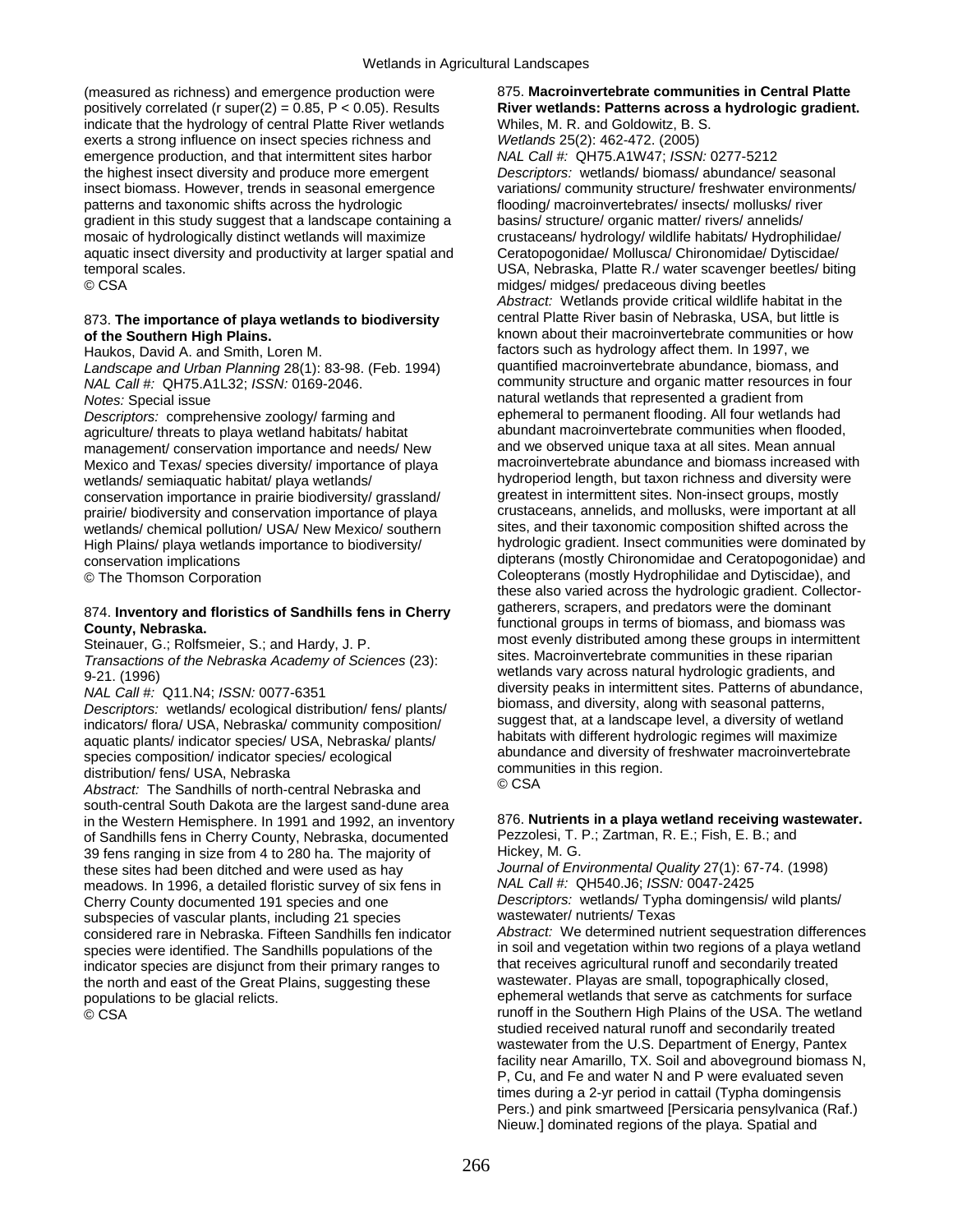(measured as richness) and emergence production were positively correlated (r super(2) = 0.85, P < 0.05). Results indicate that the hydrology of central Platte River wetlands exerts a strong influence on insect species richness and emergence production, and that intermittent sites harbor the highest insect diversity and produce more emergent insect biomass. However, trends in seasonal emergence patterns and taxonomic shifts across the hydrologic gradient in this study suggest that a landscape containing a mosaic of hydrologically distinct wetlands will maximize aquatic insect diversity and productivity at larger spatial and temporal scales.
© CSA

873. **The importance of playa wetlands to biodiversity of the Southern High Plains.**
Haukos, David A. and Smith, Loren M.
*Landscape and Urban Planning* 28(1): 83-98. (Feb. 1994)
*NAL Call #:* QH75.A1L32; *ISSN:* 0169-2046.
*Notes:* Special issue
*Descriptors:* comprehensive zoology/ farming and agriculture/ threats to playa wetland habitats/ habitat management/ conservation importance and needs/ New Mexico and Texas/ species diversity/ importance of playa wetlands/ semiaquatic habitat/ playa wetlands/ conservation importance in prairie biodiversity/ grassland/ prairie/ biodiversity and conservation importance of playa wetlands/ chemical pollution/ USA/ New Mexico/ southern High Plains/ playa wetlands importance to biodiversity/ conservation implications
© The Thomson Corporation

874. **Inventory and floristics of Sandhills fens in Cherry County, Nebraska.**
Steinauer, G.; Rolfsmeier, S.; and Hardy, J. P.
*Transactions of the Nebraska Academy of Sciences* (23): 9-21. (1996)
*NAL Call #:* Q11.N4; *ISSN:* 0077-6351
*Descriptors:* wetlands/ ecological distribution/ fens/ plants/ indicators/ flora/ USA, Nebraska/ community composition/ aquatic plants/ indicator species/ USA, Nebraska/ plants/ species composition/ indicator species/ ecological distribution/ fens/ USA, Nebraska
*Abstract:* The Sandhills of north-central Nebraska and south-central South Dakota are the largest sand-dune area in the Western Hemisphere. In 1991 and 1992, an inventory of Sandhills fens in Cherry County, Nebraska, documented 39 fens ranging in size from 4 to 280 ha. The majority of these sites had been ditched and were used as hay meadows. In 1996, a detailed floristic survey of six fens in Cherry County documented 191 species and one subspecies of vascular plants, including 21 species considered rare in Nebraska. Fifteen Sandhills fen indicator species were identified. The Sandhills populations of the indicator species are disjunct from their primary ranges to the north and east of the Great Plains, suggesting these populations to be glacial relicts.
© CSA

875. **Macroinvertebrate communities in Central Platte River wetlands: Patterns across a hydrologic gradient.**
Whiles, M. R. and Goldowitz, B. S.
*Wetlands* 25(2): 462-472. (2005)
*NAL Call #:* QH75.A1W47; *ISSN:* 0277-5212
*Descriptors:* wetlands/ biomass/ abundance/ seasonal variations/ community structure/ freshwater environments/ flooding/ macroinvertebrates/ insects/ mollusks/ river basins/ structure/ organic matter/ rivers/ annelids/ crustaceans/ hydrology/ wildlife habitats/ Hydrophilidae/ Ceratopogonidae/ Mollusca/ Chironomidae/ Dytiscidae/ USA, Nebraska, Platte R./ water scavenger beetles/ biting midges/ midges/ predaceous diving beetles
*Abstract:* Wetlands provide critical wildlife habitat in the central Platte River basin of Nebraska, USA, but little is known about their macroinvertebrate communities or how factors such as hydrology affect them. In 1997, we quantified macroinvertebrate abundance, biomass, and community structure and organic matter resources in four natural wetlands that represented a gradient from ephemeral to permanent flooding. All four wetlands had abundant macroinvertebrate communities when flooded, and we observed unique taxa at all sites. Mean annual macroinvertebrate abundance and biomass increased with hydroperiod length, but taxon richness and diversity were greatest in intermittent sites. Non-insect groups, mostly crustaceans, annelids, and mollusks, were important at all sites, and their taxonomic composition shifted across the hydrologic gradient. Insect communities were dominated by dipterans (mostly Chironomidae and Ceratopogonidae) and Coleopterans (mostly Hydrophilidae and Dytiscidae), and these also varied across the hydrologic gradient. Collector-gatherers, scrapers, and predators were the dominant functional groups in terms of biomass, and biomass was most evenly distributed among these groups in intermittent sites. Macroinvertebrate communities in these riparian wetlands vary across natural hydrologic gradients, and diversity peaks in intermittent sites. Patterns of abundance, biomass, and diversity, along with seasonal patterns, suggest that, at a landscape level, a diversity of wetland habitats with different hydrologic regimes will maximize abundance and diversity of freshwater macroinvertebrate communities in this region.
© CSA

876. **Nutrients in a playa wetland receiving wastewater.**
Pezzolesi, T. P.; Zartman, R. E.; Fish, E. B.; and Hickey, M. G.
*Journal of Environmental Quality* 27(1): 67-74. (1998)
*NAL Call #:* QH540.J6; *ISSN:* 0047-2425
*Descriptors:* wetlands/ Typha domingensis/ wild plants/ wastewater/ nutrients/ Texas
*Abstract:* We determined nutrient sequestration differences in soil and vegetation within two regions of a playa wetland that receives agricultural runoff and secondarily treated wastewater. Playas are small, topographically closed, ephemeral wetlands that serve as catchments for surface runoff in the Southern High Plains of the USA. The wetland studied received natural runoff and secondarily treated wastewater from the U.S. Department of Energy, Pantex facility near Amarillo, TX. Soil and aboveground biomass N, P, Cu, and Fe and water N and P were evaluated seven times during a 2-yr period in cattail (Typha domingensis Pers.) and pink smartweed [Persicaria pensylvanica (Raf.) Nieuw.] dominated regions of the playa. Spatial and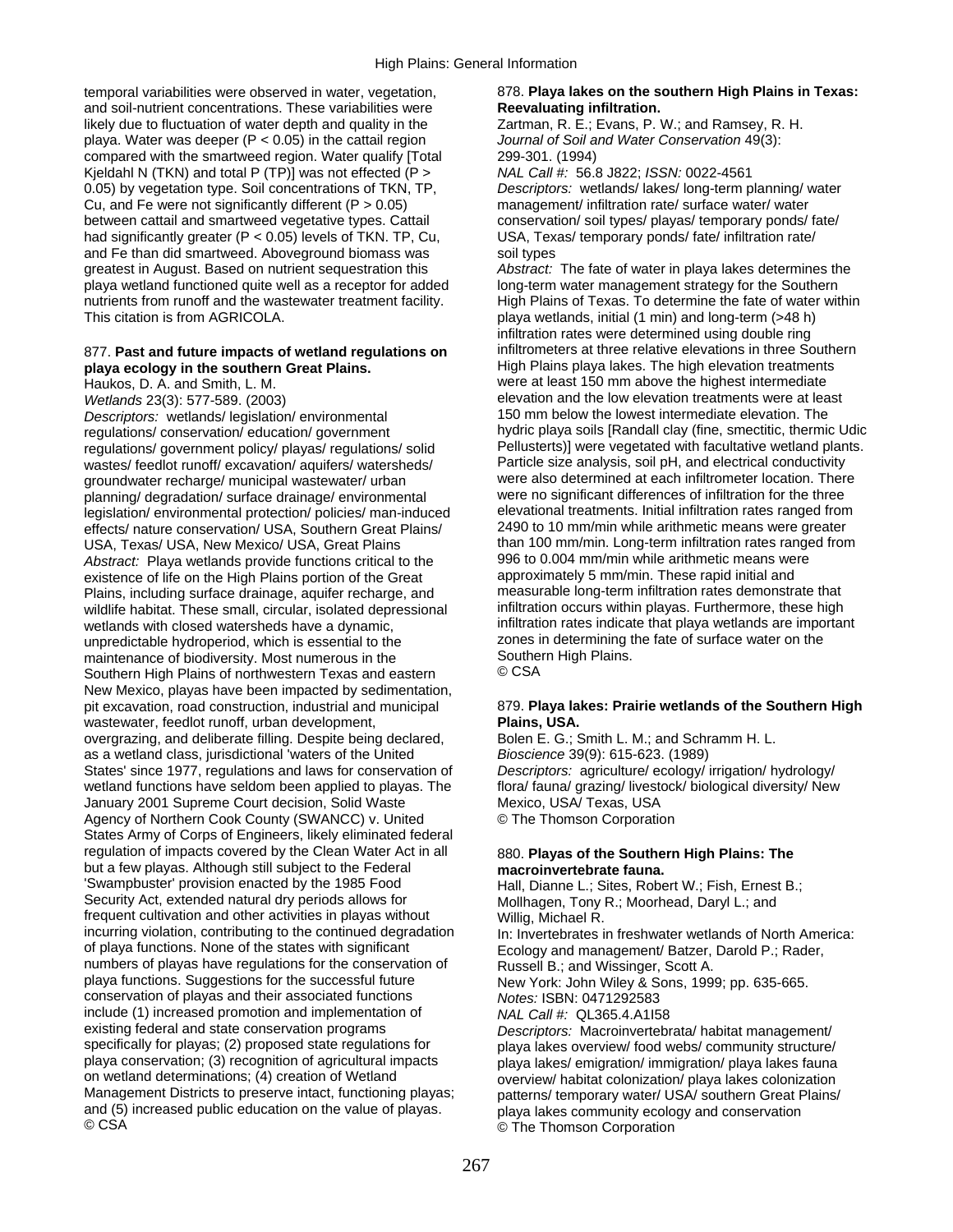temporal variabilities were observed in water, vegetation, and soil-nutrient concentrations. These variabilities were likely due to fluctuation of water depth and quality in the playa. Water was deeper ($P < 0.05$) in the cattail region compared with the smartweed region. Water qualify [Total Kjeldahl N (TKN) and total P (TP)] was not effected ($P > 0.05$) by vegetation type. Soil concentrations of TKN, TP, Cu, and Fe were not significantly different ($P > 0.05$) between cattail and smartweed vegetative types. Cattail had significantly greater ($P < 0.05$) levels of TKN. TP, Cu, and Fe than did smartweed. Aboveground biomass was greatest in August. Based on nutrient sequestration this playa wetland functioned quite well as a receptor for added nutrients from runoff and the wastewater treatment facility. This citation is from AGRICOLA.

877. **Past and future impacts of wetland regulations on playa ecology in the southern Great Plains.**
Haukos, D. A. and Smith, L. M.
*Wetlands* 23(3): 577-589. (2003)
*Descriptors:* wetlands/ legislation/ environmental regulations/ conservation/ education/ government regulations/ government policy/ playas/ regulations/ solid wastes/ feedlot runoff/ excavation/ aquifers/ watersheds/ groundwater recharge/ municipal wastewater/ urban planning/ degradation/ surface drainage/ environmental legislation/ environmental protection/ policies/ man-induced effects/ nature conservation/ USA, Southern Great Plains/ USA, Texas/ USA, New Mexico/ USA, Great Plains
*Abstract:* Playa wetlands provide functions critical to the existence of life on the High Plains portion of the Great Plains, including surface drainage, aquifer recharge, and wildlife habitat. These small, circular, isolated depressional wetlands with closed watersheds have a dynamic, unpredictable hydroperiod, which is essential to the maintenance of biodiversity. Most numerous in the Southern High Plains of northwestern Texas and eastern New Mexico, playas have been impacted by sedimentation, pit excavation, road construction, industrial and municipal wastewater, feedlot runoff, urban development, overgrazing, and deliberate filling. Despite being declared, as a wetland class, jurisdictional 'waters of the United States' since 1977, regulations and laws for conservation of wetland functions have seldom been applied to playas. The January 2001 Supreme Court decision, Solid Waste Agency of Northern Cook County (SWANCC) v. United States Army of Corps of Engineers, likely eliminated federal regulation of impacts covered by the Clean Water Act in all but a few playas. Although still subject to the Federal 'Swampbuster' provision enacted by the 1985 Food Security Act, extended natural dry periods allows for frequent cultivation and other activities in playas without incurring violation, contributing to the continued degradation of playa functions. None of the states with significant numbers of playas have regulations for the conservation of playa functions. Suggestions for the successful future conservation of playas and their associated functions include (1) increased promotion and implementation of existing federal and state conservation programs specifically for playas; (2) proposed state regulations for playa conservation; (3) recognition of agricultural impacts on wetland determinations; (4) creation of Wetland Management Districts to preserve intact, functioning playas; and (5) increased public education on the value of playas.
© CSA

878. **Playa lakes on the southern High Plains in Texas: Reevaluating infiltration.**
Zartman, R. E.; Evans, P. W.; and Ramsey, R. H.
*Journal of Soil and Water Conservation* 49(3): 299-301. (1994)
*NAL Call #:* 56.8 J822; *ISSN:* 0022-4561
*Descriptors:* wetlands/ lakes/ long-term planning/ water management/ infiltration rate/ surface water/ water conservation/ soil types/ playas/ temporary ponds/ fate/ USA, Texas/ temporary ponds/ fate/ infiltration rate/ soil types
*Abstract:* The fate of water in playa lakes determines the long-term water management strategy for the Southern High Plains of Texas. To determine the fate of water within playa wetlands, initial (1 min) and long-term (>48 h) infiltration rates were determined using double ring infiltrometers at three relative elevations in three Southern High Plains playa lakes. The high elevation treatments were at least 150 mm above the highest intermediate elevation and the low elevation treatments were at least 150 mm below the lowest intermediate elevation. The hydric playa soils [Randall clay (fine, smectitic, thermic Udic Pellusterts)] were vegetated with facultative wetland plants. Particle size analysis, soil pH, and electrical conductivity were also determined at each infiltrometer location. There were no significant differences of infiltration for the three elevational treatments. Initial infiltration rates ranged from 2490 to 10 mm/min while arithmetic means were greater than 100 mm/min. Long-term infiltration rates ranged from 996 to 0.004 mm/min while arithmetic means were approximately 5 mm/min. These rapid initial and measurable long-term infiltration rates demonstrate that infiltration occurs within playas. Furthermore, these high infiltration rates indicate that playa wetlands are important zones in determining the fate of surface water on the Southern High Plains.
© CSA

879. **Playa lakes: Prairie wetlands of the Southern High Plains, USA.**
Bolen E. G.; Smith L. M.; and Schramm H. L.
*Bioscience* 39(9): 615-623. (1989)
*Descriptors:* agriculture/ ecology/ irrigation/ hydrology/ flora/ fauna/ grazing/ livestock/ biological diversity/ New Mexico, USA/ Texas, USA
© The Thomson Corporation

880. **Playas of the Southern High Plains: The macroinvertebrate fauna.**
Hall, Dianne L.; Sites, Robert W.; Fish, Ernest B.; Mollhagen, Tony R.; Moorhead, Daryl L.; and Willig, Michael R.
In: Invertebrates in freshwater wetlands of North America: Ecology and management/ Batzer, Darold P.; Rader, Russell B.; and Wissinger, Scott A.
New York: John Wiley & Sons, 1999; pp. 635-665.
*Notes:* ISBN: 0471292583
*NAL Call #:* QL365.4.A1I58
*Descriptors:* Macroinvertebrata/ habitat management/ playa lakes overview/ food webs/ community structure/ playa lakes/ emigration/ immigration/ playa lakes fauna overview/ habitat colonization/ playa lakes colonization patterns/ temporary water/ USA/ southern Great Plains/ playa lakes community ecology and conservation
© The Thomson Corporation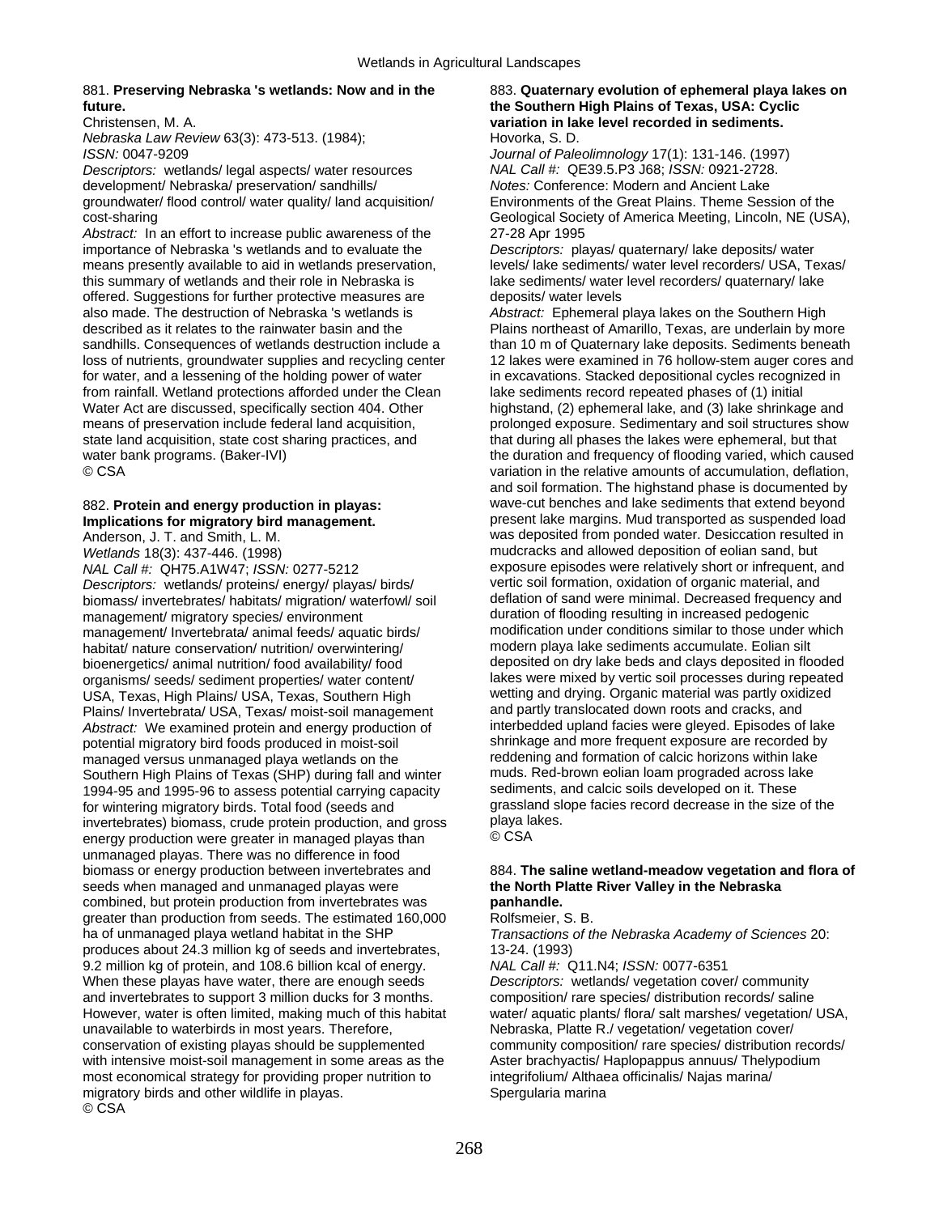881. **Preserving Nebraska 's wetlands: Now and in the future.**
Christensen, M. A.
*Nebraska Law Review* 63(3): 473-513. (1984);
*ISSN:* 0047-9209
*Descriptors:* wetlands/ legal aspects/ water resources development/ Nebraska/ preservation/ sandhills/ groundwater/ flood control/ water quality/ land acquisition/ cost-sharing
*Abstract:* In an effort to increase public awareness of the importance of Nebraska 's wetlands and to evaluate the means presently available to aid in wetlands preservation, this summary of wetlands and their role in Nebraska is offered. Suggestions for further protective measures are also made. The destruction of Nebraska 's wetlands is described as it relates to the rainwater basin and the sandhills. Consequences of wetlands destruction include a loss of nutrients, groundwater supplies and recycling center for water, and a lessening of the holding power of water from rainfall. Wetland protections afforded under the Clean Water Act are discussed, specifically section 404. Other means of preservation include federal land acquisition, state land acquisition, state cost sharing practices, and water bank programs. (Baker-IVI)
© CSA

882. **Protein and energy production in playas: Implications for migratory bird management.**
Anderson, J. T. and Smith, L. M.
*Wetlands* 18(3): 437-446. (1998)
*NAL Call #:* QH75.A1W47; *ISSN:* 0277-5212
*Descriptors:* wetlands/ proteins/ energy/ playas/ birds/ biomass/ invertebrates/ habitats/ migration/ waterfowl/ soil management/ migratory species/ environment management/ Invertebrata/ animal feeds/ aquatic birds/ habitat/ nature conservation/ nutrition/ overwintering/ bioenergetics/ animal nutrition/ food availability/ food organisms/ seeds/ sediment properties/ water content/ USA, Texas, High Plains/ USA, Texas, Southern High Plains/ Invertebrata/ USA, Texas/ moist-soil management
*Abstract:* We examined protein and energy production of potential migratory bird foods produced in moist-soil managed versus unmanaged playa wetlands on the Southern High Plains of Texas (SHP) during fall and winter 1994-95 and 1995-96 to assess potential carrying capacity for wintering migratory birds. Total food (seeds and invertebrates) biomass, crude protein production, and gross energy production were greater in managed playas than unmanaged playas. There was no difference in food biomass or energy production between invertebrates and seeds when managed and unmanaged playas were combined, but protein production from invertebrates was greater than production from seeds. The estimated 160,000 ha of unmanaged playa wetland habitat in the SHP produces about 24.3 million kg of seeds and invertebrates, 9.2 million kg of protein, and 108.6 billion kcal of energy. When these playas have water, there are enough seeds and invertebrates to support 3 million ducks for 3 months. However, water is often limited, making much of this habitat unavailable to waterbirds in most years. Therefore, conservation of existing playas should be supplemented with intensive moist-soil management in some areas as the most economical strategy for providing proper nutrition to migratory birds and other wildlife in playas.
© CSA

883. **Quaternary evolution of ephemeral playa lakes on the Southern High Plains of Texas, USA: Cyclic variation in lake level recorded in sediments.**
Hovorka, S. D.
*Journal of Paleolimnology* 17(1): 131-146. (1997)
*NAL Call #:* QE39.5.P3 J68; *ISSN:* 0921-2728.
*Notes:* Conference: Modern and Ancient Lake Environments of the Great Plains. Theme Session of the Geological Society of America Meeting, Lincoln, NE (USA), 27-28 Apr 1995
*Descriptors:* playas/ quaternary/ lake deposits/ water levels/ lake sediments/ water level recorders/ USA, Texas/ lake sediments/ water level recorders/ quaternary/ lake deposits/ water levels
*Abstract:* Ephemeral playa lakes on the Southern High Plains northeast of Amarillo, Texas, are underlain by more than 10 m of Quaternary lake deposits. Sediments beneath 12 lakes were examined in 76 hollow-stem auger cores and in excavations. Stacked depositional cycles recognized in lake sediments record repeated phases of (1) initial highstand, (2) ephemeral lake, and (3) lake shrinkage and prolonged exposure. Sedimentary and soil structures show that during all phases the lakes were ephemeral, but that the duration and frequency of flooding varied, which caused variation in the relative amounts of accumulation, deflation, and soil formation. The highstand phase is documented by wave-cut benches and lake sediments that extend beyond present lake margins. Mud transported as suspended load was deposited from ponded water. Desiccation resulted in mudcracks and allowed deposition of eolian sand, but exposure episodes were relatively short or infrequent, and vertic soil formation, oxidation of organic material, and deflation of sand were minimal. Decreased frequency and duration of flooding resulting in increased pedogenic modification under conditions similar to those under which modern playa lake sediments accumulate. Eolian silt deposited on dry lake beds and clays deposited in flooded lakes were mixed by vertic soil processes during repeated wetting and drying. Organic material was partly oxidized and partly translocated down roots and cracks, and interbedded upland facies were gleyed. Episodes of lake shrinkage and more frequent exposure are recorded by reddening and formation of calcic horizons within lake muds. Red-brown eolian loam prograded across lake sediments, and calcic soils developed on it. These grassland slope facies record decrease in the size of the playa lakes.
© CSA

884. **The saline wetland-meadow vegetation and flora of the North Platte River Valley in the Nebraska panhandle.**
Rolfsmeier, S. B.
*Transactions of the Nebraska Academy of Sciences* 20: 13-24. (1993)
*NAL Call #:* Q11.N4; *ISSN:* 0077-6351
*Descriptors:* wetlands/ vegetation cover/ community composition/ rare species/ distribution records/ saline water/ aquatic plants/ flora/ salt marshes/ vegetation/ USA, Nebraska, Platte R./ vegetation/ vegetation cover/ community composition/ rare species/ distribution records/ Aster brachyactis/ Haplopappus annuus/ Thelypodium integrifolium/ Althaea officinalis/ Najas marina/ Spergularia marina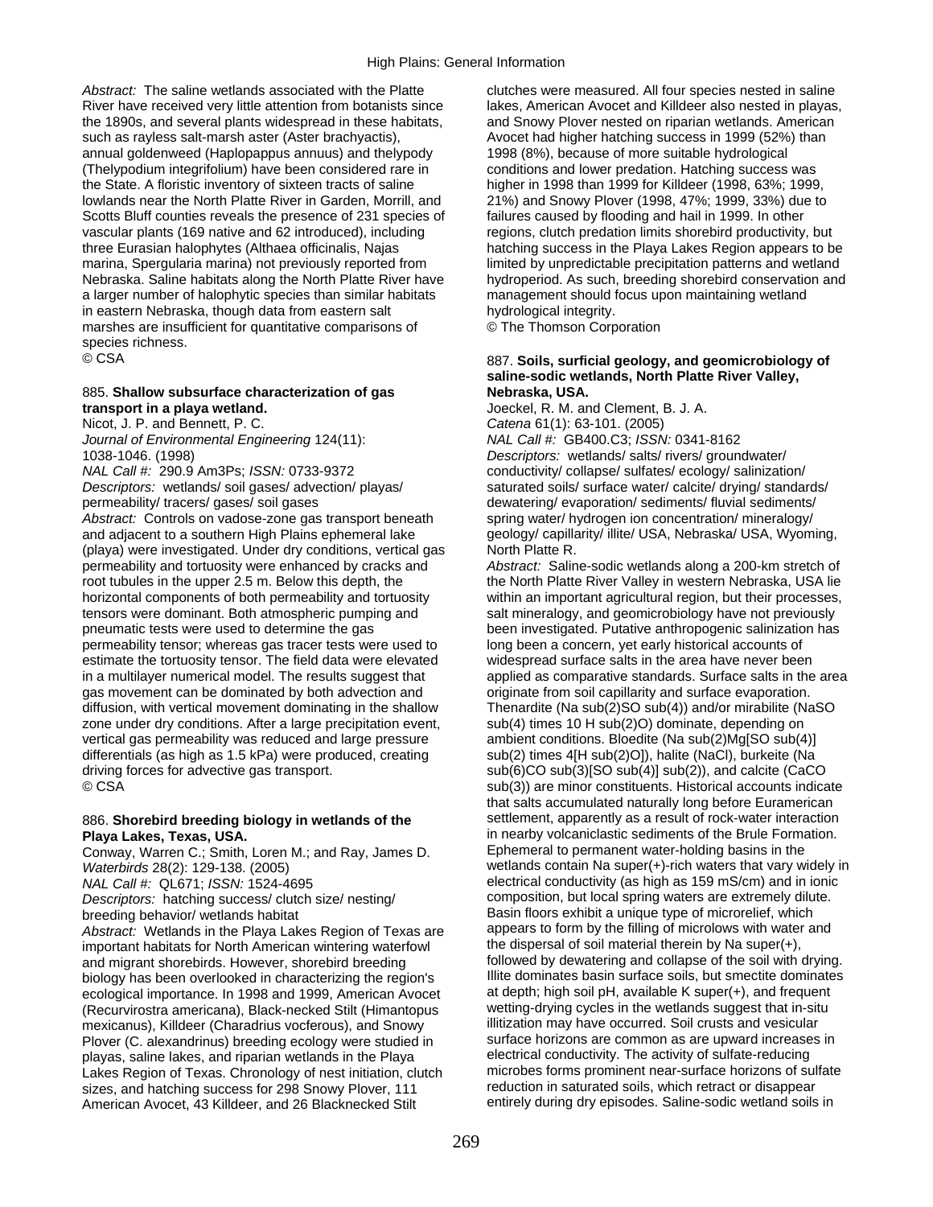*Abstract:* The saline wetlands associated with the Platte River have received very little attention from botanists since the 1890s, and several plants widespread in these habitats, such as rayless salt-marsh aster (Aster brachyactis), annual goldenweed (Haplopappus annuus) and thelypody (Thelypodium integrifolium) have been considered rare in the State. A floristic inventory of sixteen tracts of saline lowlands near the North Platte River in Garden, Morrill, and Scotts Bluff counties reveals the presence of 231 species of vascular plants (169 native and 62 introduced), including three Eurasian halophytes (Althaea officinalis, Najas marina, Spergularia marina) not previously reported from Nebraska. Saline habitats along the North Platte River have a larger number of halophytic species than similar habitats in eastern Nebraska, though data from eastern salt marshes are insufficient for quantitative comparisons of species richness.
© CSA

885. **Shallow subsurface characterization of gas transport in a playa wetland.**
Nicot, J. P. and Bennett, P. C.
*Journal of Environmental Engineering* 124(11): 1038-1046. (1998)
*NAL Call #:* 290.9 Am3Ps; *ISSN:* 0733-9372
*Descriptors:* wetlands/ soil gases/ advection/ playas/ permeability/ tracers/ gases/ soil gases
*Abstract:* Controls on vadose-zone gas transport beneath and adjacent to a southern High Plains ephemeral lake (playa) were investigated. Under dry conditions, vertical gas permeability and tortuosity were enhanced by cracks and root tubules in the upper 2.5 m. Below this depth, the horizontal components of both permeability and tortuosity tensors were dominant. Both atmospheric pumping and pneumatic tests were used to determine the gas permeability tensor; whereas gas tracer tests were used to estimate the tortuosity tensor. The field data were elevated in a multilayer numerical model. The results suggest that gas movement can be dominated by both advection and diffusion, with vertical movement dominating in the shallow zone under dry conditions. After a large precipitation event, vertical gas permeability was reduced and large pressure differentials (as high as 1.5 kPa) were produced, creating driving forces for advective gas transport.
© CSA

886. **Shorebird breeding biology in wetlands of the Playa Lakes, Texas, USA.**
Conway, Warren C.; Smith, Loren M.; and Ray, James D.
*Waterbirds* 28(2): 129-138. (2005)
*NAL Call #:* QL671; *ISSN:* 1524-4695
*Descriptors:* hatching success/ clutch size/ nesting/ breeding behavior/ wetlands habitat
*Abstract:* Wetlands in the Playa Lakes Region of Texas are important habitats for North American wintering waterfowl and migrant shorebirds. However, shorebird breeding biology has been overlooked in characterizing the region's ecological importance. In 1998 and 1999, American Avocet (Recurvirostra americana), Black-necked Stilt (Himantopus mexicanus), Killdeer (Charadrius vocferous), and Snowy Plover (C. alexandrinus) breeding ecology were studied in playas, saline lakes, and riparian wetlands in the Playa Lakes Region of Texas. Chronology of nest initiation, clutch sizes, and hatching success for 298 Snowy Plover, 111 American Avocet, 43 Killdeer, and 26 Blacknecked Stilt clutches were measured. All four species nested in saline lakes, American Avocet and Killdeer also nested in playas, and Snowy Plover nested on riparian wetlands. American Avocet had higher hatching success in 1999 (52%) than 1998 (8%), because of more suitable hydrological conditions and lower predation. Hatching success was higher in 1998 than 1999 for Killdeer (1998, 63%; 1999, 21%) and Snowy Plover (1998, 47%; 1999, 33%) due to failures caused by flooding and hail in 1999. In other regions, clutch predation limits shorebird productivity, but hatching success in the Playa Lakes Region appears to be limited by unpredictable precipitation patterns and wetland hydroperiod. As such, breeding shorebird conservation and management should focus upon maintaining wetland hydrological integrity.
© The Thomson Corporation

887. **Soils, surficial geology, and geomicrobiology of saline-sodic wetlands, North Platte River Valley, Nebraska, USA.**
Joeckel, R. M. and Clement, B. J. A.
*Catena* 61(1): 63-101. (2005)
*NAL Call #:* GB400.C3; *ISSN:* 0341-8162
*Descriptors:* wetlands/ salts/ rivers/ groundwater/ conductivity/ collapse/ sulfates/ ecology/ salinization/ saturated soils/ surface water/ calcite/ drying/ standards/ dewatering/ evaporation/ sediments/ fluvial sediments/ spring water/ hydrogen ion concentration/ mineralogy/ geology/ capillarity/ illite/ USA, Nebraska/ USA, Wyoming, North Platte R.
*Abstract:* Saline-sodic wetlands along a 200-km stretch of the North Platte River Valley in western Nebraska, USA lie within an important agricultural region, but their processes, salt mineralogy, and geomicrobiology have not previously been investigated. Putative anthropogenic salinization has long been a concern, yet early historical accounts of widespread surface salts in the area have never been applied as comparative standards. Surface salts in the area originate from soil capillarity and surface evaporation. Thenardite ($Na_2SO_4$) and/or mirabilite ($NaSO_4 \cdot 10H_2O$) dominate, depending on ambient conditions. Bloedite ($Na_2Mg[SO_4]_2 \cdot 4[H_2O]$), halite (NaCl), burkeite ($Na_6CO_3[SO_4]_2$), and calcite ($CaCO_3$) are minor constituents. Historical accounts indicate that salts accumulated naturally long before Euramerican settlement, apparently as a result of rock-water interaction in nearby volcaniclastic sediments of the Brule Formation. Ephemeral to permanent water-holding basins in the wetlands contain $Na^+$-rich waters that vary widely in electrical conductivity (as high as 159 mS/cm) and in ionic composition, but local spring waters are extremely dilute. Basin floors exhibit a unique type of microrelief, which appears to form by the filling of microlows with water and the dispersal of soil material therein by $Na^+$, followed by dewatering and collapse of the soil with drying. Illite dominates basin surface soils, but smectite dominates at depth; high soil pH, available $K^+$, and frequent wetting-drying cycles in the wetlands suggest that in-situ illitization may have occurred. Soil crusts and vesicular surface horizons are common as are upward increases in electrical conductivity. The activity of sulfate-reducing microbes forms prominent near-surface horizons of sulfate reduction in saturated soils, which retract or disappear entirely during dry episodes. Saline-sodic wetland soils in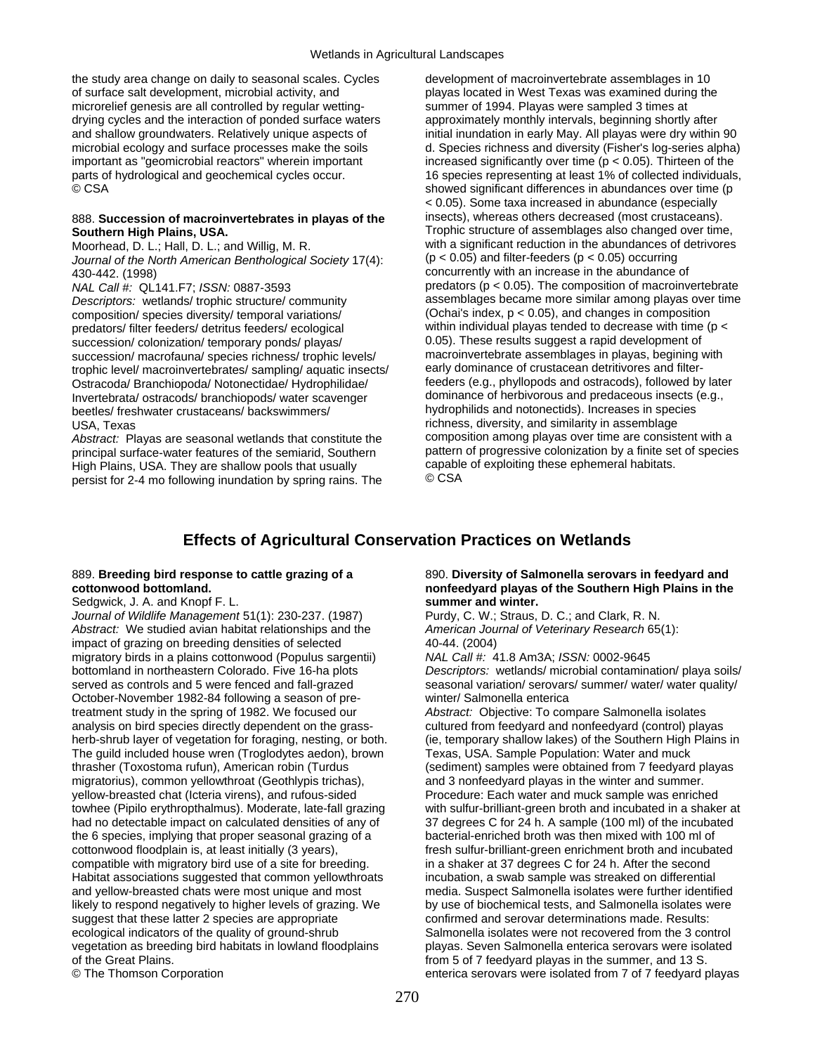the study area change on daily to seasonal scales. Cycles of surface salt development, microbial activity, and microrelief genesis are all controlled by regular wetting-drying cycles and the interaction of ponded surface waters and shallow groundwaters. Relatively unique aspects of microbial ecology and surface processes make the soils important as "geomicrobial reactors" wherein important parts of hydrological and geochemical cycles occur.
© CSA

888. **Succession of macroinvertebrates in playas of the Southern High Plains, USA.**

Moorhead, D. L.; Hall, D. L.; and Willig, M. R.
*Journal of the North American Benthological Society* 17(4): 430-442. (1998)
*NAL Call #:* QL141.F7; *ISSN:* 0887-3593
*Descriptors:* wetlands/ trophic structure/ community composition/ species diversity/ temporal variations/ predators/ filter feeders/ detritus feeders/ ecological succession/ colonization/ temporary ponds/ playas/ succession/ macrofauna/ species richness/ trophic levels/ trophic level/ macroinvertebrates/ sampling/ aquatic insects/ Ostracoda/ Branchiopoda/ Notonectidae/ Hydrophilidae/ Invertebrata/ ostracods/ branchiopods/ water scavenger beetles/ freshwater crustaceans/ backswimmers/ USA, Texas
*Abstract:* Playas are seasonal wetlands that constitute the principal surface-water features of the semiarid, Southern High Plains, USA. They are shallow pools that usually persist for 2-4 mo following inundation by spring rains. The development of macroinvertebrate assemblages in 10 playas located in West Texas was examined during the summer of 1994. Playas were sampled 3 times at approximately monthly intervals, beginning shortly after initial inundation in early May. All playas were dry within 90 d. Species richness and diversity (Fisher's log-series alpha) increased significantly over time ($p < 0.05$). Thirteen of the 16 species representing at least 1% of collected individuals, showed significant differences in abundances over time ($p < 0.05$). Some taxa increased in abundance (especially insects), whereas others decreased (most crustaceans). Trophic structure of assemblages also changed over time, with a significant reduction in the abundances of detrivores ($p < 0.05$) and filter-feeders ($p < 0.05$) occurring concurrently with an increase in the abundance of predators ($p < 0.05$). The composition of macroinvertebrate assemblages became more similar among playas over time (Ochai's index, $p < 0.05$), and changes in composition within individual playas tended to decrease with time ($p < 0.05$). These results suggest a rapid development of macroinvertebrate assemblages in playas, begining with early dominance of crustacean detritivores and filter-feeders (e.g., phyllopods and ostracods), followed by later dominance of herbivorous and predaceous insects (e.g., hydrophilids and notonectids). Increases in species richness, diversity, and similarity in assemblage composition among playas over time are consistent with a pattern of progressive colonization by a finite set of species capable of exploiting these ephemeral habitats.
© CSA

## Effects of Agricultural Conservation Practices on Wetlands

889. **Breeding bird response to cattle grazing of a cottonwood bottomland.**

Sedgwick, J. A. and Knopf F. L.
*Journal of Wildlife Management* 51(1): 230-237. (1987)
*Abstract:* We studied avian habitat relationships and the impact of grazing on breeding densities of selected migratory birds in a plains cottonwood (Populus sargentii) bottomland in northeastern Colorado. Five 16-ha plots served as controls and 5 were fenced and fall-grazed October-November 1982-84 following a season of pre-treatment study in the spring of 1982. We focused our analysis on bird species directly dependent on the grass-herb-shrub layer of vegetation for foraging, nesting, or both. The guild included house wren (Troglodytes aedon), brown thrasher (Toxostoma rufun), American robin (Turdus migratorius), common yellowthroat (Geothlypis trichas), yellow-breasted chat (Icteria virens), and rufous-sided towhee (Pipilo erythropthalmus). Moderate, late-fall grazing had no detectable impact on calculated densities of any of the 6 species, implying that proper seasonal grazing of a cottonwood floodplain is, at least initially (3 years), compatible with migratory bird use of a site for breeding. Habitat associations suggested that common yellowthroats and yellow-breasted chats were most unique and most likely to respond negatively to higher levels of grazing. We suggest that these latter 2 species are appropriate ecological indicators of the quality of ground-shrub vegetation as breeding bird habitats in lowland floodplains of the Great Plains.
© The Thomson Corporation

890. **Diversity of Salmonella serovars in feedyard and nonfeedyard playas of the Southern High Plains in the summer and winter.**

Purdy, C. W.; Straus, D. C.; and Clark, R. N.
*American Journal of Veterinary Research* 65(1): 40-44. (2004)
*NAL Call #:* 41.8 Am3A; *ISSN:* 0002-9645
*Descriptors:* wetlands/ microbial contamination/ playa soils/ seasonal variation/ serovars/ summer/ water/ water quality/ winter/ Salmonella enterica
*Abstract:* Objective: To compare Salmonella isolates cultured from feedyard and nonfeedyard (control) playas (ie, temporary shallow lakes) of the Southern High Plains in Texas, USA. Sample Population: Water and muck (sediment) samples were obtained from 7 feedyard playas and 3 nonfeedyard playas in the winter and summer. Procedure: Each water and muck sample was enriched with sulfur-brilliant-green broth and incubated in a shaker at 37 degrees C for 24 h. A sample (100 ml) of the incubated bacterial-enriched broth was then mixed with 100 ml of fresh sulfur-brilliant-green enrichment broth and incubated in a shaker at 37 degrees C for 24 h. After the second incubation, a swab sample was streaked on differential media. Suspect Salmonella isolates were further identified by use of biochemical tests, and Salmonella isolates were confirmed and serovar determinations made. Results: Salmonella isolates were not recovered from the 3 control playas. Seven Salmonella enterica serovars were isolated from 5 of 7 feedyard playas in the summer, and 13 S. enterica serovars were isolated from 7 of 7 feedyard playas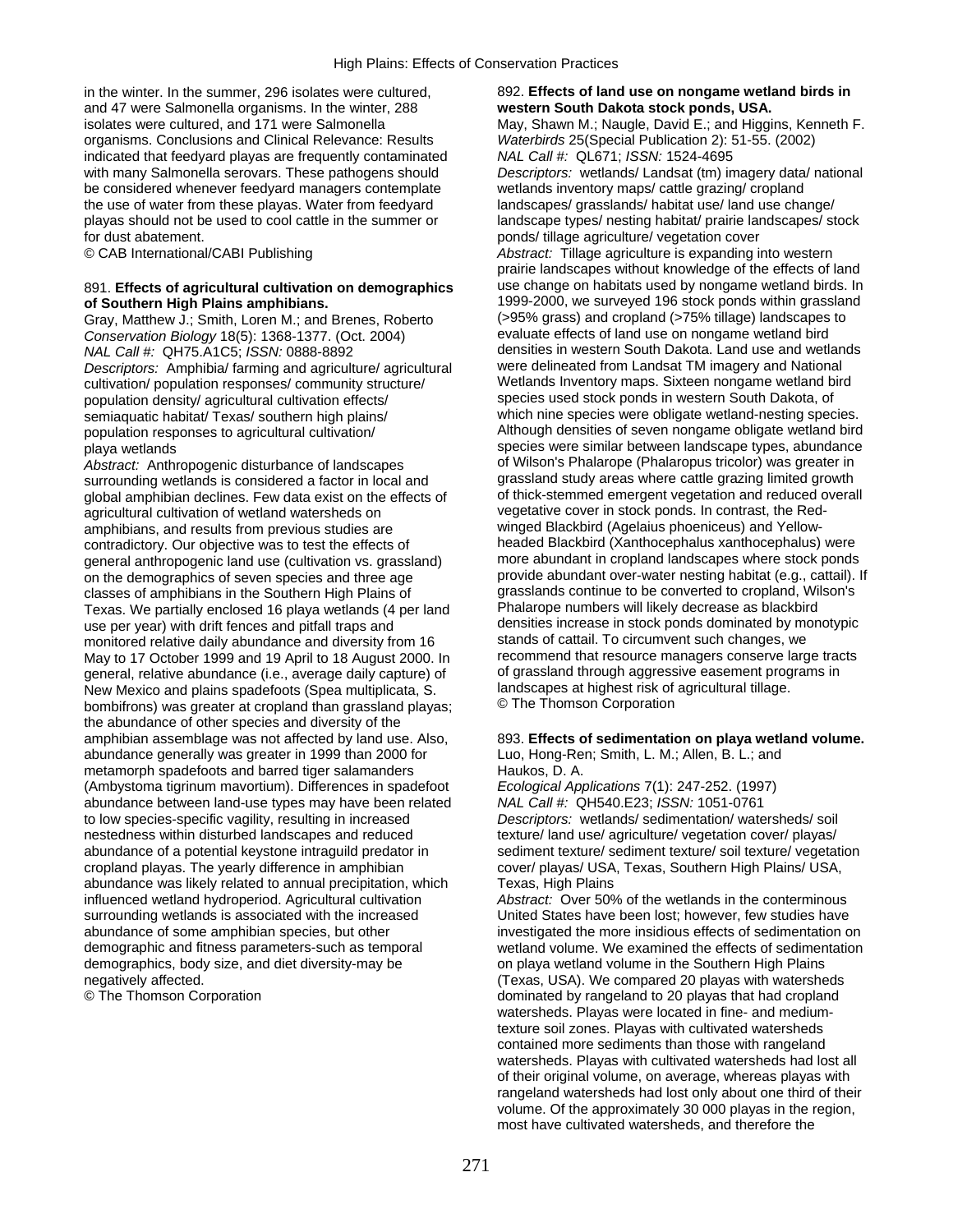in the winter. In the summer, 296 isolates were cultured, and 47 were Salmonella organisms. In the winter, 288 isolates were cultured, and 171 were Salmonella organisms. Conclusions and Clinical Relevance: Results indicated that feedyard playas are frequently contaminated with many Salmonella serovars. These pathogens should be considered whenever feedyard managers contemplate the use of water from these playas. Water from feedyard playas should not be used to cool cattle in the summer or for dust abatement.
© CAB International/CABI Publishing

891. **Effects of agricultural cultivation on demographics of Southern High Plains amphibians.**
Gray, Matthew J.; Smith, Loren M.; and Brenes, Roberto
*Conservation Biology* 18(5): 1368-1377. (Oct. 2004)
*NAL Call #:* QH75.A1C5; *ISSN:* 0888-8892
*Descriptors:* Amphibia/ farming and agriculture/ agricultural cultivation/ population responses/ community structure/ population density/ agricultural cultivation effects/ semiaquatic habitat/ Texas/ southern high plains/ population responses to agricultural cultivation/ playa wetlands
*Abstract:* Anthropogenic disturbance of landscapes surrounding wetlands is considered a factor in local and global amphibian declines. Few data exist on the effects of agricultural cultivation of wetland watersheds on amphibians, and results from previous studies are contradictory. Our objective was to test the effects of general anthropogenic land use (cultivation vs. grassland) on the demographics of seven species and three age classes of amphibians in the Southern High Plains of Texas. We partially enclosed 16 playa wetlands (4 per land use per year) with drift fences and pitfall traps and monitored relative daily abundance and diversity from 16 May to 17 October 1999 and 19 April to 18 August 2000. In general, relative abundance (i.e., average daily capture) of New Mexico and plains spadefoots (Spea multiplicata, S. bombifrons) was greater at cropland than grassland playas; the abundance of other species and diversity of the amphibian assemblage was not affected by land use. Also, abundance generally was greater in 1999 than 2000 for metamorph spadefoots and barred tiger salamanders (Ambystoma tigrinum mavortium). Differences in spadefoot abundance between land-use types may have been related to low species-specific vagility, resulting in increased nestedness within disturbed landscapes and reduced abundance of a potential keystone intraguild predator in cropland playas. The yearly difference in amphibian abundance was likely related to annual precipitation, which influenced wetland hydroperiod. Agricultural cultivation surrounding wetlands is associated with the increased abundance of some amphibian species, but other demographic and fitness parameters-such as temporal demographics, body size, and diet diversity-may be negatively affected.
© The Thomson Corporation

892. **Effects of land use on nongame wetland birds in western South Dakota stock ponds, USA.**
May, Shawn M.; Naugle, David E.; and Higgins, Kenneth F.
*Waterbirds* 25(Special Publication 2): 51-55. (2002)
*NAL Call #:* QL671; *ISSN:* 1524-4695
*Descriptors:* wetlands/ Landsat (tm) imagery data/ national wetlands inventory maps/ cattle grazing/ cropland landscapes/ grasslands/ habitat use/ land use change/ landscape types/ nesting habitat/ prairie landscapes/ stock ponds/ tillage agriculture/ vegetation cover
*Abstract:* Tillage agriculture is expanding into western prairie landscapes without knowledge of the effects of land use change on habitats used by nongame wetland birds. In 1999-2000, we surveyed 196 stock ponds within grassland (>95% grass) and cropland (>75% tillage) landscapes to evaluate effects of land use on nongame wetland bird densities in western South Dakota. Land use and wetlands were delineated from Landsat TM imagery and National Wetlands Inventory maps. Sixteen nongame wetland bird species used stock ponds in western South Dakota, of which nine species were obligate wetland-nesting species. Although densities of seven nongame obligate wetland bird species were similar between landscape types, abundance of Wilson's Phalarope (Phalaropus tricolor) was greater in grassland study areas where cattle grazing limited growth of thick-stemmed emergent vegetation and reduced overall vegetative cover in stock ponds. In contrast, the Red-winged Blackbird (Agelaius phoeniceus) and Yellow-headed Blackbird (Xanthocephalus xanthocephalus) were more abundant in cropland landscapes where stock ponds provide abundant over-water nesting habitat (e.g., cattail). If grasslands continue to be converted to cropland, Wilson's Phalarope numbers will likely decrease as blackbird densities increase in stock ponds dominated by monotypic stands of cattail. To circumvent such changes, we recommend that resource managers conserve large tracts of grassland through aggressive easement programs in landscapes at highest risk of agricultural tillage.
© The Thomson Corporation

893. **Effects of sedimentation on playa wetland volume.**
Luo, Hong-Ren; Smith, L. M.; Allen, B. L.; and Haukos, D. A.
*Ecological Applications* 7(1): 247-252. (1997)
*NAL Call #:* QH540.E23; *ISSN:* 1051-0761
*Descriptors:* wetlands/ sedimentation/ watersheds/ soil texture/ land use/ agriculture/ vegetation cover/ playas/ sediment texture/ sediment texture/ soil texture/ vegetation cover/ playas/ USA, Texas, Southern High Plains/ USA, Texas, High Plains
*Abstract:* Over 50% of the wetlands in the conterminous United States have been lost; however, few studies have investigated the more insidious effects of sedimentation on wetland volume. We examined the effects of sedimentation on playa wetland volume in the Southern High Plains (Texas, USA). We compared 20 playas with watersheds dominated by rangeland to 20 playas that had cropland watersheds. Playas were located in fine- and medium-texture soil zones. Playas with cultivated watersheds contained more sediments than those with rangeland watersheds. Playas with cultivated watersheds had lost all of their original volume, on average, whereas playas with rangeland watersheds had lost only about one third of their volume. Of the approximately 30 000 playas in the region, most have cultivated watersheds, and therefore the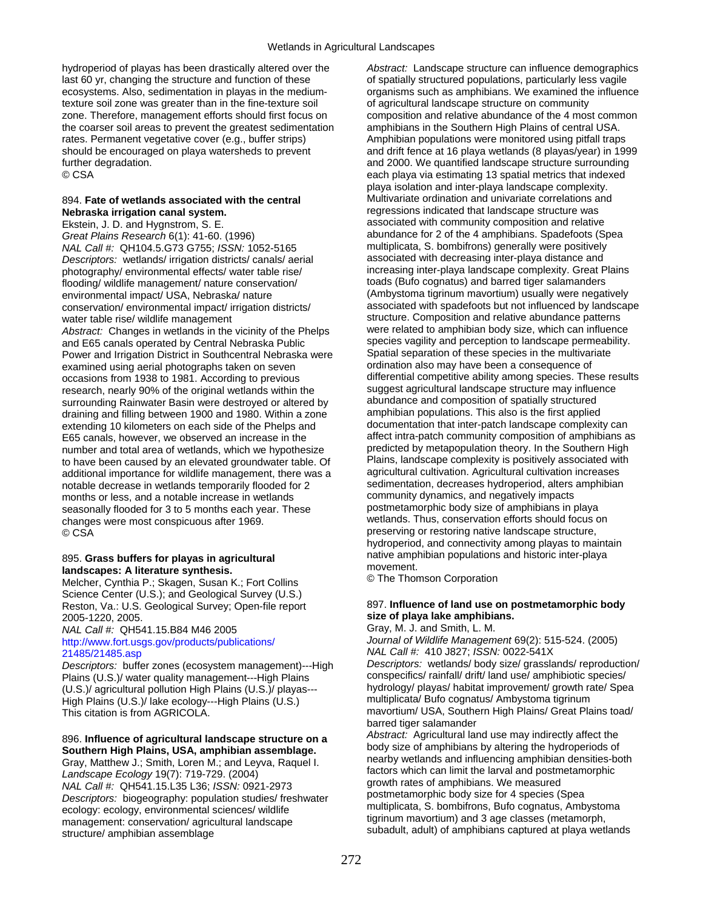hydroperiod of playas has been drastically altered over the last 60 yr, changing the structure and function of these ecosystems. Also, sedimentation in playas in the medium-texture soil zone was greater than in the fine-texture soil zone. Therefore, management efforts should first focus on the coarser soil areas to prevent the greatest sedimentation rates. Permanent vegetative cover (e.g., buffer strips) should be encouraged on playa watersheds to prevent further degradation.
© CSA

894. **Fate of wetlands associated with the central Nebraska irrigation canal system.**
Ekstein, J. D. and Hygnstrom, S. E.
*Great Plains Research* 6(1): 41-60. (1996)
*NAL Call #:* QH104.5.G73 G755; *ISSN:* 1052-5165
*Descriptors:* wetlands/ irrigation districts/ canals/ aerial photography/ environmental effects/ water table rise/ flooding/ wildlife management/ nature conservation/ environmental impact/ USA, Nebraska/ nature conservation/ environmental impact/ irrigation districts/ water table rise/ wildlife management
*Abstract:* Changes in wetlands in the vicinity of the Phelps and E65 canals operated by Central Nebraska Public Power and Irrigation District in Southcentral Nebraska were examined using aerial photographs taken on seven occasions from 1938 to 1981. According to previous research, nearly 90% of the original wetlands within the surrounding Rainwater Basin were destroyed or altered by draining and filling between 1900 and 1980. Within a zone extending 10 kilometers on each side of the Phelps and E65 canals, however, we observed an increase in the number and total area of wetlands, which we hypothesize to have been caused by an elevated groundwater table. Of additional importance for wildlife management, there was a notable decrease in wetlands temporarily flooded for 2 months or less, and a notable increase in wetlands seasonally flooded for 3 to 5 months each year. These changes were most conspicuous after 1969.
© CSA

895. **Grass buffers for playas in agricultural landscapes: A literature synthesis.**
Melcher, Cynthia P.; Skagen, Susan K.; Fort Collins Science Center (U.S.); and Geological Survey (U.S.)
Reston, Va.: U.S. Geological Survey; Open-file report 2005-1220, 2005.
*NAL Call #:* QH541.15.B84 M46 2005
http://www.fort.usgs.gov/products/publications/21485/21485.asp
*Descriptors:* buffer zones (ecosystem management)---High Plains (U.S.)/ water quality management---High Plains (U.S.)/ agricultural pollution High Plains (U.S.)/ playas---High Plains (U.S.)/ lake ecology---High Plains (U.S.)
This citation is from AGRICOLA.

896. **Influence of agricultural landscape structure on a Southern High Plains, USA, amphibian assemblage.**
Gray, Matthew J.; Smith, Loren M.; and Leyva, Raquel I.
*Landscape Ecology* 19(7): 719-729. (2004)
*NAL Call #:* QH541.15.L35 L36; *ISSN:* 0921-2973
*Descriptors:* biogeography: population studies/ freshwater ecology: ecology, environmental sciences/ wildlife management: conservation/ agricultural landscape structure/ amphibian assemblage
*Abstract:* Landscape structure can influence demographics of spatially structured populations, particularly less vagile organisms such as amphibians. We examined the influence of agricultural landscape structure on community composition and relative abundance of the 4 most common amphibians in the Southern High Plains of central USA. Amphibian populations were monitored using pitfall traps and drift fence at 16 playa wetlands (8 playas/year) in 1999 and 2000. We quantified landscape structure surrounding each playa via estimating 13 spatial metrics that indexed playa isolation and inter-playa landscape complexity. Multivariate ordination and univariate correlations and regressions indicated that landscape structure was associated with community composition and relative abundance for 2 of the 4 amphibians. Spadefoots (Spea multiplicata, S. bombifrons) generally were positively associated with decreasing inter-playa distance and increasing inter-playa landscape complexity. Great Plains toads (Bufo cognatus) and barred tiger salamanders (Ambystoma tigrinum mavortium) usually were negatively associated with spadefoots but not influenced by landscape structure. Composition and relative abundance patterns were related to amphibian body size, which can influence species vagility and perception to landscape permeability. Spatial separation of these species in the multivariate ordination also may have been a consequence of differential competitive ability among species. These results suggest agricultural landscape structure may influence abundance and composition of spatially structured amphibian populations. This also is the first applied documentation that inter-patch landscape complexity can affect intra-patch community composition of amphibians as predicted by metapopulation theory. In the Southern High Plains, landscape complexity is positively associated with agricultural cultivation. Agricultural cultivation increases sedimentation, decreases hydroperiod, alters amphibian community dynamics, and negatively impacts postmetamorphic body size of amphibians in playa wetlands. Thus, conservation efforts should focus on preserving or restoring native landscape structure, hydroperiod, and connectivity among playas to maintain native amphibian populations and historic inter-playa movement.
© The Thomson Corporation

897. **Influence of land use on postmetamorphic body size of playa lake amphibians.**
Gray, M. J. and Smith, L. M.
*Journal of Wildlife Management* 69(2): 515-524. (2005)
*NAL Call #:* 410 J827; *ISSN:* 0022-541X
*Descriptors:* wetlands/ body size/ grasslands/ reproduction/ conspecifics/ rainfall/ drift/ land use/ amphibiotic species/ hydrology/ playas/ habitat improvement/ growth rate/ Spea multiplicata/ Bufo cognatus/ Ambystoma tigrinum mavortium/ USA, Southern High Plains/ Great Plains toad/ barred tiger salamander
*Abstract:* Agricultural land use may indirectly affect the body size of amphibians by altering the hydroperiods of nearby wetlands and influencing amphibian densities-both factors which can limit the larval and postmetamorphic growth rates of amphibians. We measured postmetamorphic body size for 4 species (Spea multiplicata, S. bombifrons, Bufo cognatus, Ambystoma tigrinum mavortium) and 3 age classes (metamorph, subadult, adult) of amphibians captured at playa wetlands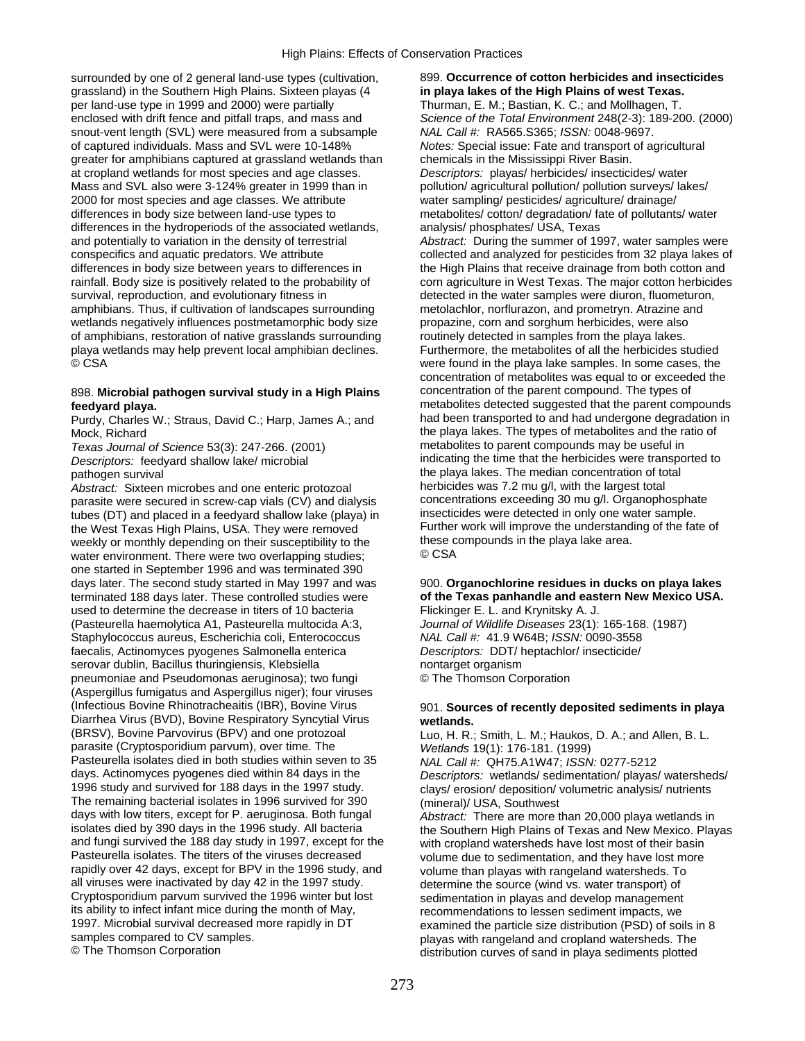surrounded by one of 2 general land-use types (cultivation, grassland) in the Southern High Plains. Sixteen playas (4 per land-use type in 1999 and 2000) were partially enclosed with drift fence and pitfall traps, and mass and snout-vent length (SVL) were measured from a subsample of captured individuals. Mass and SVL were 10-148% greater for amphibians captured at grassland wetlands than at cropland wetlands for most species and age classes. Mass and SVL also were 3-124% greater in 1999 than in 2000 for most species and age classes. We attribute differences in body size between land-use types to differences in the hydroperiods of the associated wetlands, and potentially to variation in the density of terrestrial conspecifics and aquatic predators. We attribute differences in body size between years to differences in rainfall. Body size is positively related to the probability of survival, reproduction, and evolutionary fitness in amphibians. Thus, if cultivation of landscapes surrounding wetlands negatively influences postmetamorphic body size of amphibians, restoration of native grasslands surrounding playa wetlands may help prevent local amphibian declines.
© CSA

898. **Microbial pathogen survival study in a High Plains feedyard playa.**
Purdy, Charles W.; Straus, David C.; Harp, James A.; and Mock, Richard
*Texas Journal of Science* 53(3): 247-266. (2001)
*Descriptors:* feedyard shallow lake/ microbial pathogen survival
*Abstract:* Sixteen microbes and one enteric protozoal parasite were secured in screw-cap vials (CV) and dialysis tubes (DT) and placed in a feedyard shallow lake (playa) in the West Texas High Plains, USA. They were removed weekly or monthly depending on their susceptibility to the water environment. There were two overlapping studies; one started in September 1996 and was terminated 390 days later. The second study started in May 1997 and was terminated 188 days later. These controlled studies were used to determine the decrease in titers of 10 bacteria (Pasteurella haemolytica A1, Pasteurella multocida A:3, Staphylococcus aureus, Escherichia coli, Enterococcus faecalis, Actinomyces pyogenes Salmonella enterica serovar dublin, Bacillus thuringiensis, Klebsiella pneumoniae and Pseudomonas aeruginosa); two fungi (Aspergillus fumigatus and Aspergillus niger); four viruses (Infectious Bovine Rhinotracheaitis (IBR), Bovine Virus Diarrhea Virus (BVD), Bovine Respiratory Syncytial Virus (BRSV), Bovine Parvovirus (BPV) and one protozoal parasite (Cryptosporidium parvum), over time. The Pasteurella isolates died in both studies within seven to 35 days. Actinomyces pyogenes died within 84 days in the 1996 study and survived for 188 days in the 1997 study. The remaining bacterial isolates in 1996 survived for 390 days with low titers, except for P. aeruginosa. Both fungal isolates died by 390 days in the 1996 study. All bacteria and fungi survived the 188 day study in 1997, except for the Pasteurella isolates. The titers of the viruses decreased rapidly over 42 days, except for BPV in the 1996 study, and all viruses were inactivated by day 42 in the 1997 study. Cryptosporidium parvum survived the 1996 winter but lost its ability to infect infant mice during the month of May, 1997. Microbial survival decreased more rapidly in DT samples compared to CV samples.
© The Thomson Corporation

899. **Occurrence of cotton herbicides and insecticides in playa lakes of the High Plains of west Texas.**
Thurman, E. M.; Bastian, K. C.; and Mollhagen, T.
*Science of the Total Environment* 248(2-3): 189-200. (2000)
*NAL Call #:* RA565.S365; *ISSN:* 0048-9697.
*Notes:* Special issue: Fate and transport of agricultural chemicals in the Mississippi River Basin.
*Descriptors:* playas/ herbicides/ insecticides/ water pollution/ agricultural pollution/ pollution surveys/ lakes/ water sampling/ pesticides/ agriculture/ drainage/ metabolites/ cotton/ degradation/ fate of pollutants/ water analysis/ phosphates/ USA, Texas
*Abstract:* During the summer of 1997, water samples were collected and analyzed for pesticides from 32 playa lakes of the High Plains that receive drainage from both cotton and corn agriculture in West Texas. The major cotton herbicides detected in the water samples were diuron, fluometuron, metolachlor, norflurazon, and prometryn. Atrazine and propazine, corn and sorghum herbicides, were also routinely detected in samples from the playa lakes. Furthermore, the metabolites of all the herbicides studied were found in the playa lake samples. In some cases, the concentration of metabolites was equal to or exceeded the concentration of the parent compound. The types of metabolites detected suggested that the parent compounds had been transported to and had undergone degradation in the playa lakes. The types of metabolites and the ratio of metabolites to parent compounds may be useful in indicating the time that the herbicides were transported to the playa lakes. The median concentration of total herbicides was 7.2 mu g/l, with the largest total concentrations exceeding 30 mu g/l. Organophosphate insecticides were detected in only one water sample. Further work will improve the understanding of the fate of these compounds in the playa lake area.
© CSA

900. **Organochlorine residues in ducks on playa lakes of the Texas panhandle and eastern New Mexico USA.**
Flickinger E. L. and Krynitsky A. J.
*Journal of Wildlife Diseases* 23(1): 165-168. (1987)
*NAL Call #:* 41.9 W64B; *ISSN:* 0090-3558
*Descriptors:* DDT/ heptachlor/ insecticide/ nontarget organism
© The Thomson Corporation

901. **Sources of recently deposited sediments in playa wetlands.**
Luo, H. R.; Smith, L. M.; Haukos, D. A.; and Allen, B. L.
*Wetlands* 19(1): 176-181. (1999)
*NAL Call #:* QH75.A1W47; *ISSN:* 0277-5212
*Descriptors:* wetlands/ sedimentation/ playas/ watersheds/ clays/ erosion/ deposition/ volumetric analysis/ nutrients (mineral)/ USA, Southwest
*Abstract:* There are more than 20,000 playa wetlands in the Southern High Plains of Texas and New Mexico. Playas with cropland watersheds have lost most of their basin volume due to sedimentation, and they have lost more volume than playas with rangeland watersheds. To determine the source (wind vs. water transport) of sedimentation in playas and develop management recommendations to lessen sediment impacts, we examined the particle size distribution (PSD) of soils in 8 playas with rangeland and cropland watersheds. The distribution curves of sand in playa sediments plotted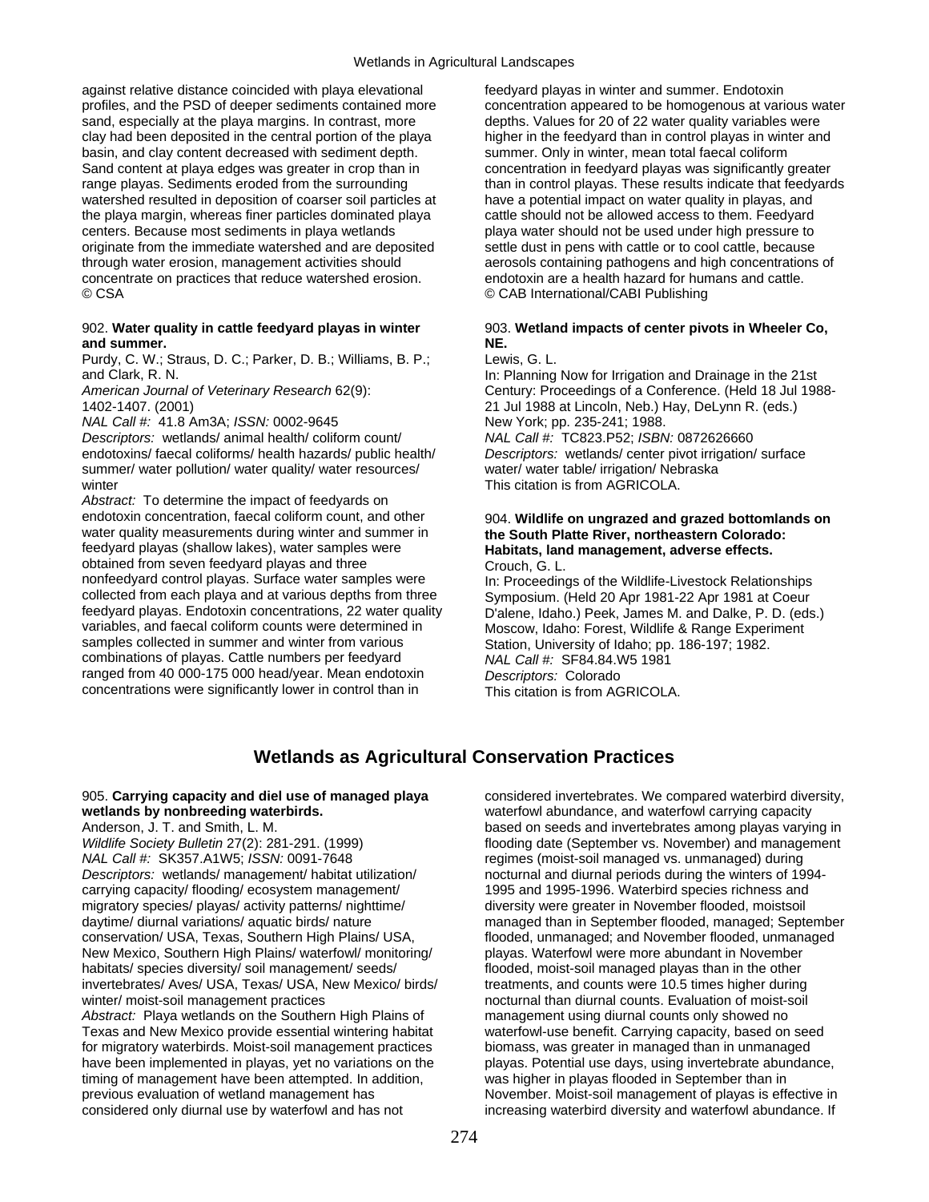against relative distance coincided with playa elevational profiles, and the PSD of deeper sediments contained more sand, especially at the playa margins. In contrast, more clay had been deposited in the central portion of the playa basin, and clay content decreased with sediment depth. Sand content at playa edges was greater in crop than in range playas. Sediments eroded from the surrounding watershed resulted in deposition of coarser soil particles at the playa margin, whereas finer particles dominated playa centers. Because most sediments in playa wetlands originate from the immediate watershed and are deposited through water erosion, management activities should concentrate on practices that reduce watershed erosion.
© CSA

902. **Water quality in cattle feedyard playas in winter and summer.**
Purdy, C. W.; Straus, D. C.; Parker, D. B.; Williams, B. P.; and Clark, R. N.
*American Journal of Veterinary Research* 62(9): 1402-1407. (2001)
*NAL Call #:* 41.8 Am3A; *ISSN:* 0002-9645
*Descriptors:* wetlands/ animal health/ coliform count/ endotoxins/ faecal coliforms/ health hazards/ public health/ summer/ water pollution/ water quality/ water resources/ winter
*Abstract:* To determine the impact of feedyards on endotoxin concentration, faecal coliform count, and other water quality measurements during winter and summer in feedyard playas (shallow lakes), water samples were obtained from seven feedyard playas and three nonfeedyard control playas. Surface water samples were collected from each playa and at various depths from three feedyard playas. Endotoxin concentrations, 22 water quality variables, and faecal coliform counts were determined in samples collected in summer and winter from various combinations of playas. Cattle numbers per feedyard ranged from 40 000-175 000 head/year. Mean endotoxin concentrations were significantly lower in control than in feedyard playas in winter and summer. Endotoxin concentration appeared to be homogenous at various water depths. Values for 20 of 22 water quality variables were higher in the feedyard than in control playas in winter and summer. Only in winter, mean total faecal coliform concentration in feedyard playas was significantly greater than in control playas. These results indicate that feedyards have a potential impact on water quality in playas, and cattle should not be allowed access to them. Feedyard playa water should not be used under high pressure to settle dust in pens with cattle or to cool cattle, because aerosols containing pathogens and high concentrations of endotoxin are a health hazard for humans and cattle.
© CAB International/CABI Publishing

903. **Wetland impacts of center pivots in Wheeler Co, NE.**
Lewis, G. L.
In: Planning Now for Irrigation and Drainage in the 21st Century: Proceedings of a Conference. (Held 18 Jul 1988-21 Jul 1988 at Lincoln, Neb.) Hay, DeLynn R. (eds.) New York; pp. 235-241; 1988.
*NAL Call #:* TC823.P52; *ISBN:* 0872626660
*Descriptors:* wetlands/ center pivot irrigation/ surface water/ water table/ irrigation/ Nebraska
This citation is from AGRICOLA.

904. **Wildlife on ungrazed and grazed bottomlands on the South Platte River, northeastern Colorado: Habitats, land management, adverse effects.**
Crouch, G. L.
In: Proceedings of the Wildlife-Livestock Relationships Symposium. (Held 20 Apr 1981-22 Apr 1981 at Coeur D'alene, Idaho.) Peek, James M. and Dalke, P. D. (eds.) Moscow, Idaho: Forest, Wildlife & Range Experiment Station, University of Idaho; pp. 186-197; 1982.
*NAL Call #:* SF84.84.W5 1981
*Descriptors:* Colorado
This citation is from AGRICOLA.

## Wetlands as Agricultural Conservation Practices

905. **Carrying capacity and diel use of managed playa wetlands by nonbreeding waterbirds.**
Anderson, J. T. and Smith, L. M.
*Wildlife Society Bulletin* 27(2): 281-291. (1999)
*NAL Call #:* SK357.A1W5; *ISSN:* 0091-7648
*Descriptors:* wetlands/ management/ habitat utilization/ carrying capacity/ flooding/ ecosystem management/ migratory species/ playas/ activity patterns/ nighttime/ daytime/ diurnal variations/ aquatic birds/ nature conservation/ USA, Texas, Southern High Plains/ USA, New Mexico, Southern High Plains/ waterfowl/ monitoring/ habitats/ species diversity/ soil management/ seeds/ invertebrates/ Aves/ USA, Texas/ USA, New Mexico/ birds/ winter/ moist-soil management practices
*Abstract:* Playa wetlands on the Southern High Plains of Texas and New Mexico provide essential wintering habitat for migratory waterbirds. Moist-soil management practices have been implemented in playas, yet no variations on the timing of management have been attempted. In addition, previous evaluation of wetland management has considered only diurnal use by waterfowl and has not considered invertebrates. We compared waterbird diversity, waterfowl abundance, and waterfowl carrying capacity based on seeds and invertebrates among playas varying in flooding date (September vs. November) and management regimes (moist-soil managed vs. unmanaged) during nocturnal and diurnal periods during the winters of 1994-1995 and 1995-1996. Waterbird species richness and diversity were greater in November flooded, moistsoil managed than in September flooded, managed; September flooded, unmanaged; and November flooded, unmanaged playas. Waterfowl were more abundant in November flooded, moist-soil managed playas than in the other treatments, and counts were 10.5 times higher during nocturnal than diurnal counts. Evaluation of moist-soil management using diurnal counts only showed no waterfowl-use benefit. Carrying capacity, based on seed biomass, was greater in managed than in unmanaged playas. Potential use days, using invertebrate abundance, was higher in playas flooded in September than in November. Moist-soil management of playas is effective in increasing waterbird diversity and waterfowl abundance. If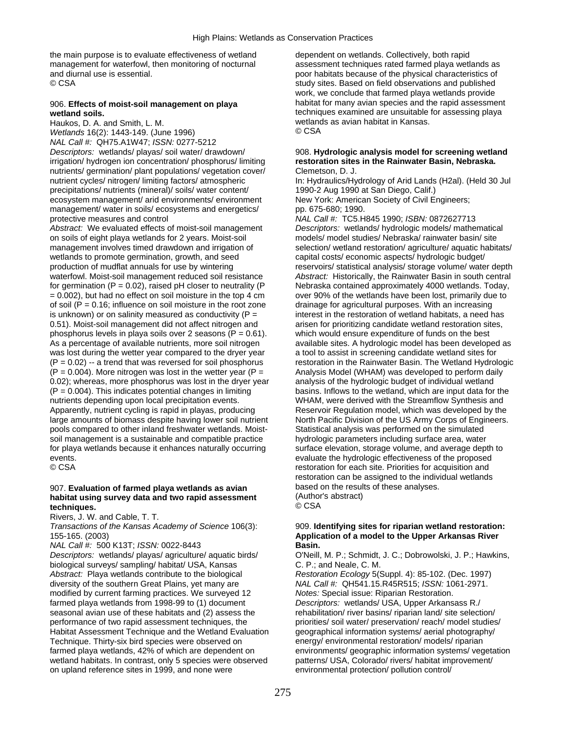the main purpose is to evaluate effectiveness of wetland management for waterfowl, then monitoring of nocturnal and diurnal use is essential.
© CSA

906. **Effects of moist-soil management on playa wetland soils.**
Haukos, D. A. and Smith, L. M.
*Wetlands* 16(2): 1443-149. (June 1996)
*NAL Call #:* QH75.A1W47; *ISSN:* 0277-5212
*Descriptors:* wetlands/ playas/ soil water/ drawdown/ irrigation/ hydrogen ion concentration/ phosphorus/ limiting nutrients/ germination/ plant populations/ vegetation cover/ nutrient cycles/ nitrogen/ limiting factors/ atmospheric precipitations/ nutrients (mineral)/ soils/ water content/ ecosystem management/ arid environments/ environment management/ water in soils/ ecosystems and energetics/ protective measures and control
*Abstract:* We evaluated effects of moist-soil management on soils of eight playa wetlands for 2 years. Moist-soil management involves timed drawdown and irrigation of wetlands to promote germination, growth, and seed production of mudflat annuals for use by wintering waterfowl. Moist-soil management reduced soil resistance for germination ($P = 0.02$), raised pH closer to neutrality ($P = 0.002$), but had no effect on soil moisture in the top 4 cm of soil ($P = 0.16$; influence on soil moisture in the root zone is unknown) or on salinity measured as conductivity ($P = 0.51$). Moist-soil management did not affect nitrogen and phosphorus levels in playa soils over 2 seasons ($P = 0.61$). As a percentage of available nutrients, more soil nitrogen was lost during the wetter year compared to the dryer year ($P = 0.02$) -- a trend that was reversed for soil phosphorus ($P = 0.004$). More nitrogen was lost in the wetter year ($P = 0.02$); whereas, more phosphorus was lost in the dryer year ($P = 0.004$). This indicates potential changes in limiting nutrients depending upon local precipitation events. Apparently, nutrient cycling is rapid in playas, producing large amounts of biomass despite having lower soil nutrient pools compared to other inland freshwater wetlands. Moist-soil management is a sustainable and compatible practice for playa wetlands because it enhances naturally occurring events.
© CSA

907. **Evaluation of farmed playa wetlands as avian habitat using survey data and two rapid assessment techniques.**
Rivers, J. W. and Cable, T. T.
*Transactions of the Kansas Academy of Science* 106(3): 155-165. (2003)
*NAL Call #:* 500 K13T; *ISSN:* 0022-8443
*Descriptors:* wetlands/ playas/ agriculture/ aquatic birds/ biological surveys/ sampling/ habitat/ USA, Kansas
*Abstract:* Playa wetlands contribute to the biological diversity of the southern Great Plains, yet many are modified by current farming practices. We surveyed 12 farmed playa wetlands from 1998-99 to (1) document seasonal avian use of these habitats and (2) assess the performance of two rapid assessment techniques, the Habitat Assessment Technique and the Wetland Evaluation Technique. Thirty-six bird species were observed on farmed playa wetlands, 42% of which are dependent on wetland habitats. In contrast, only 5 species were observed on upland reference sites in 1999, and none were dependent on wetlands. Collectively, both rapid assessment techniques rated farmed playa wetlands as poor habitats because of the physical characteristics of study sites. Based on field observations and published work, we conclude that farmed playa wetlands provide habitat for many avian species and the rapid assessment techniques examined are unsuitable for assessing playa wetlands as avian habitat in Kansas.
© CSA

908. **Hydrologic analysis model for screening wetland restoration sites in the Rainwater Basin, Nebraska.**
Clemetson, D. J.
In: Hydraulics/Hydrology of Arid Lands (H2al). (Held 30 Jul 1990-2 Aug 1990 at San Diego, Calif.)
New York: American Society of Civil Engineers; pp. 675-680; 1990.
*NAL Call #:* TC5.H845 1990; *ISBN:* 0872627713
*Descriptors:* wetlands/ hydrologic models/ mathematical models/ model studies/ Nebraska/ rainwater basin/ site selection/ wetland restoration/ agriculture/ aquatic habitats/ capital costs/ economic aspects/ hydrologic budget/ reservoirs/ statistical analysis/ storage volume/ water depth
*Abstract:* Historically, the Rainwater Basin in south central Nebraska contained approximately 4000 wetlands. Today, over 90% of the wetlands have been lost, primarily due to drainage for agricultural purposes. With an increasing interest in the restoration of wetland habitats, a need has arisen for prioritizing candidate wetland restoration sites, which would ensure expenditure of funds on the best available sites. A hydrologic model has been developed as a tool to assist in screening candidate wetland sites for restoration in the Rainwater Basin. The Wetland Hydrologic Analysis Model (WHAM) was developed to perform daily analysis of the hydrologic budget of individual wetland basins. Inflows to the wetland, which are input data for the WHAM, were derived with the Streamflow Synthesis and Reservoir Regulation model, which was developed by the North Pacific Division of the US Army Corps of Engineers. Statistical analysis was performed on the simulated hydrologic parameters including surface area, water surface elevation, storage volume, and average depth to evaluate the hydrologic effectiveness of the proposed restoration for each site. Priorities for acquisition and restoration can be assigned to the individual wetlands based on the results of these analyses.
(Author's abstract)
© CSA

909. **Identifying sites for riparian wetland restoration: Application of a model to the Upper Arkansas River Basin.**
O'Neill, M. P.; Schmidt, J. C.; Dobrowolski, J. P.; Hawkins, C. P.; and Neale, C. M.
*Restoration Ecology* 5(Suppl. 4): 85-102. (Dec. 1997)
*NAL Call #:* QH541.15.R45R515; *ISSN:* 1061-2971.
*Notes:* Special issue: Riparian Restoration.
*Descriptors:* wetlands/ USA, Upper Arkansas R./ rehabilitation/ river basins/ riparian land/ site selection/ priorities/ soil water/ preservation/ reach/ model studies/ geographical information systems/ aerial photography/ energy/ environmental restoration/ models/ riparian environments/ geographic information systems/ vegetation patterns/ USA, Colorado/ rivers/ habitat improvement/ environmental protection/ pollution control/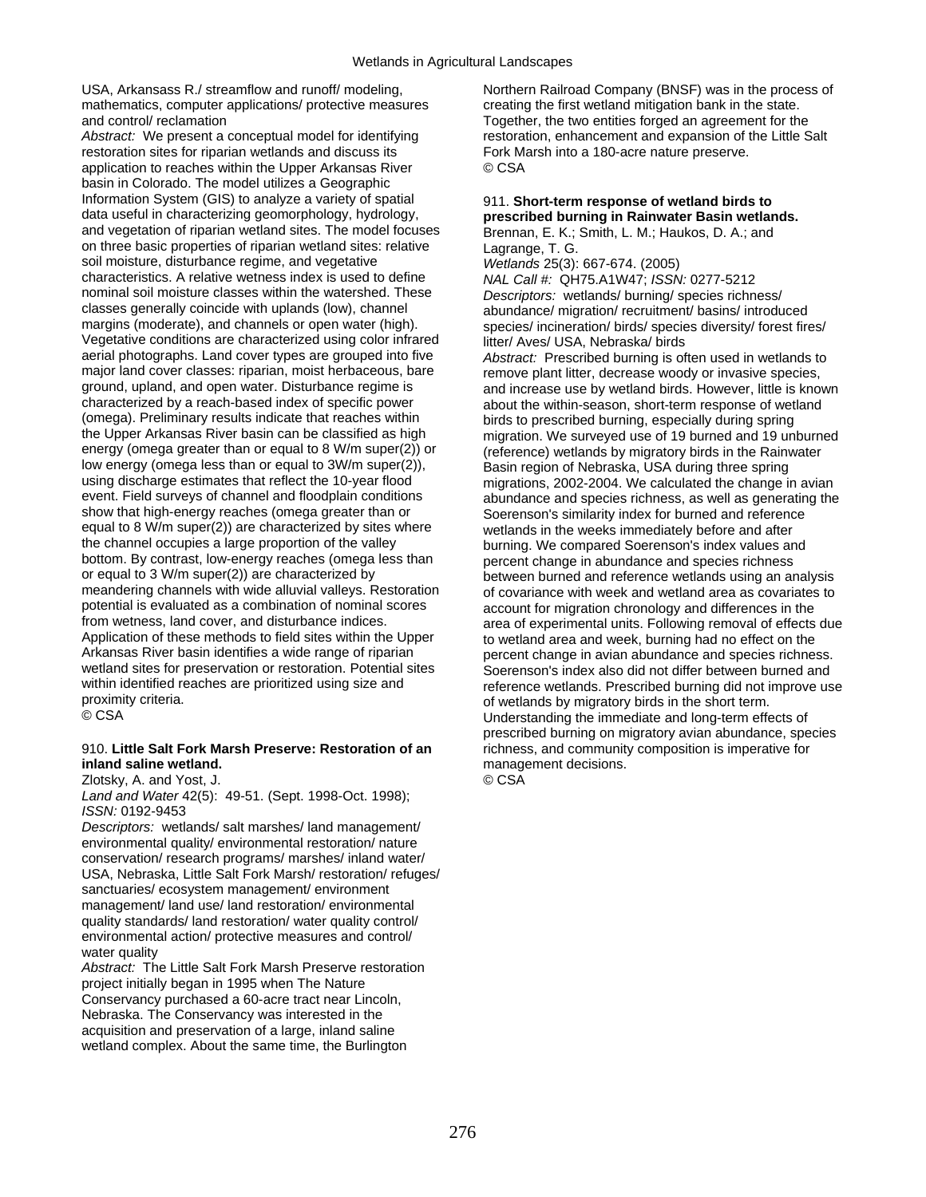USA, Arkansass R./ streamflow and runoff/ modeling, mathematics, computer applications/ protective measures and control/ reclamation

*Abstract:* We present a conceptual model for identifying restoration sites for riparian wetlands and discuss its application to reaches within the Upper Arkansas River basin in Colorado. The model utilizes a Geographic Information System (GIS) to analyze a variety of spatial data useful in characterizing geomorphology, hydrology, and vegetation of riparian wetland sites. The model focuses on three basic properties of riparian wetland sites: relative soil moisture, disturbance regime, and vegetative characteristics. A relative wetness index is used to define nominal soil moisture classes within the watershed. These classes generally coincide with uplands (low), channel margins (moderate), and channels or open water (high). Vegetative conditions are characterized using color infrared aerial photographs. Land cover types are grouped into five major land cover classes: riparian, moist herbaceous, bare ground, upland, and open water. Disturbance regime is characterized by a reach-based index of specific power (omega). Preliminary results indicate that reaches within the Upper Arkansas River basin can be classified as high energy (omega greater than or equal to 8 W/m super(2)) or low energy (omega less than or equal to 3W/m super(2)), using discharge estimates that reflect the 10-year flood event. Field surveys of channel and floodplain conditions show that high-energy reaches (omega greater than or equal to 8 W/m super(2)) are characterized by sites where the channel occupies a large proportion of the valley bottom. By contrast, low-energy reaches (omega less than or equal to 3 W/m super(2)) are characterized by meandering channels with wide alluvial valleys. Restoration potential is evaluated as a combination of nominal scores from wetness, land cover, and disturbance indices. Application of these methods to field sites within the Upper Arkansas River basin identifies a wide range of riparian wetland sites for preservation or restoration. Potential sites within identified reaches are prioritized using size and proximity criteria.

© CSA

910. **Little Salt Fork Marsh Preserve: Restoration of an inland saline wetland.**

Zlotsky, A. and Yost, J.

*Land and Water* 42(5): 49-51. (Sept. 1998-Oct. 1998); *ISSN:* 0192-9453

*Descriptors:* wetlands/ salt marshes/ land management/ environmental quality/ environmental restoration/ nature conservation/ research programs/ marshes/ inland water/ USA, Nebraska, Little Salt Fork Marsh/ restoration/ refuges/ sanctuaries/ ecosystem management/ environment management/ land use/ land restoration/ environmental quality standards/ land restoration/ water quality control/ environmental action/ protective measures and control/ water quality

*Abstract:* The Little Salt Fork Marsh Preserve restoration project initially began in 1995 when The Nature Conservancy purchased a 60-acre tract near Lincoln, Nebraska. The Conservancy was interested in the acquisition and preservation of a large, inland saline wetland complex. About the same time, the Burlington Northern Railroad Company (BNSF) was in the process of creating the first wetland mitigation bank in the state. Together, the two entities forged an agreement for the restoration, enhancement and expansion of the Little Salt Fork Marsh into a 180-acre nature preserve.

© CSA

911. **Short-term response of wetland birds to prescribed burning in Rainwater Basin wetlands.**

Brennan, E. K.; Smith, L. M.; Haukos, D. A.; and Lagrange, T. G.

*Wetlands* 25(3): 667-674. (2005)

*NAL Call #:* QH75.A1W47; *ISSN:* 0277-5212

*Descriptors:* wetlands/ burning/ species richness/ abundance/ migration/ recruitment/ basins/ introduced species/ incineration/ birds/ species diversity/ forest fires/ litter/ Aves/ USA, Nebraska/ birds

*Abstract:* Prescribed burning is often used in wetlands to remove plant litter, decrease woody or invasive species, and increase use by wetland birds. However, little is known about the within-season, short-term response of wetland birds to prescribed burning, especially during spring migration. We surveyed use of 19 burned and 19 unburned (reference) wetlands by migratory birds in the Rainwater Basin region of Nebraska, USA during three spring migrations, 2002-2004. We calculated the change in avian abundance and species richness, as well as generating the Soerenson's similarity index for burned and reference wetlands in the weeks immediately before and after burning. We compared Soerenson's index values and percent change in abundance and species richness between burned and reference wetlands using an analysis of covariance with week and wetland area as covariates to account for migration chronology and differences in the area of experimental units. Following removal of effects due to wetland area and week, burning had no effect on the percent change in avian abundance and species richness. Soerenson's index also did not differ between burned and reference wetlands. Prescribed burning did not improve use of wetlands by migratory birds in the short term. Understanding the immediate and long-term effects of prescribed burning on migratory avian abundance, species richness, and community composition is imperative for management decisions.

© CSA